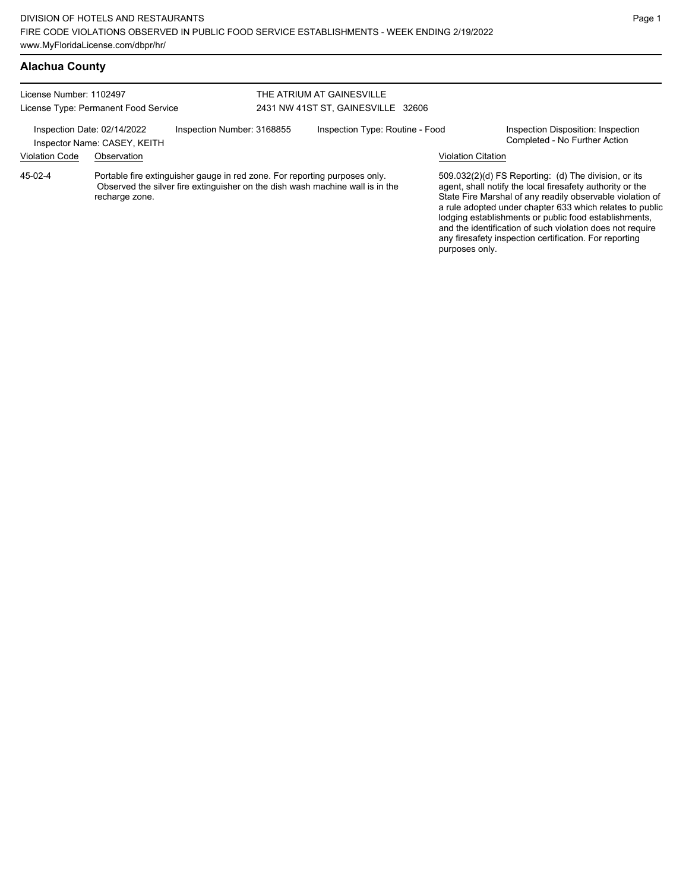## Alachua County

License Number: 1102497
License Type: Permanent Food Service

THE ATRIUM AT GAINESVILLE
2431 NW 41ST ST, GAINESVILLE 32606

Inspection Date: 02/14/2022
Inspector Name: CASEY, KEITH
Inspection Number: 3168855
Inspection Type: Routine - Food
Inspection Disposition: Inspection Completed - No Further Action

| Violation Code | Observation | Violation Citation |
|---|---|---|
| 45-02-4 | Portable fire extinguisher gauge in red zone. For reporting purposes only. Observed the silver fire extinguisher on the dish wash machine wall is in the recharge zone. | 509.032(2)(d) FS Reporting: (d) The division, or its agent, shall notify the local firesafety authority or the State Fire Marshal of any readily observable violation of a rule adopted under chapter 633 which relates to public lodging establishments or public food establishments, and the identification of such violation does not require any firesafety inspection certification. For reporting purposes only. |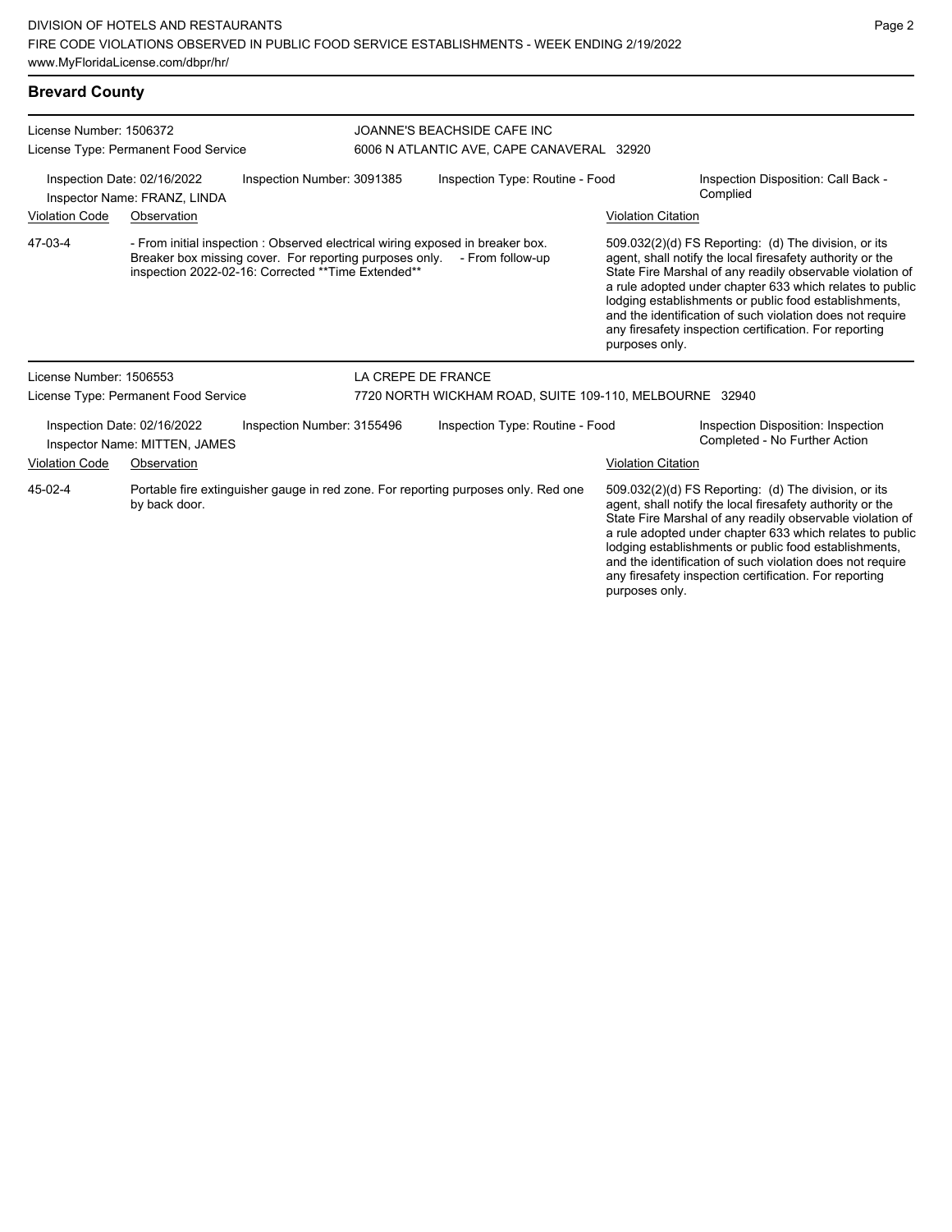## Brevard County

License Number: 1506372
License Type: Permanent Food Service

JOANNE'S BEACHSIDE CAFE INC
6006 N ATLANTIC AVE, CAPE CANAVERAL 32920

Inspection Date: 02/16/2022
Inspector Name: FRANZ, LINDA
Inspection Number: 3091385
Inspection Type: Routine - Food
Inspection Disposition: Call Back - Complied

| Violation Code | Observation | Violation Citation |
|---|---|---|
| 47-03-4 | - From initial inspection : Observed electrical wiring exposed in breaker box. Breaker box missing cover. For reporting purposes only. - From follow-up inspection 2022-02-16: Corrected **Time Extended** | 509.032(2)(d) FS Reporting: (d) The division, or its agent, shall notify the local firesafety authority or the State Fire Marshal of any readily observable violation of a rule adopted under chapter 633 which relates to public lodging establishments or public food establishments, and the identification of such violation does not require any firesafety inspection certification. For reporting purposes only. |

License Number: 1506553
License Type: Permanent Food Service

LA CREPE DE FRANCE
7720 NORTH WICKHAM ROAD, SUITE 109-110, MELBOURNE 32940

Inspection Date: 02/16/2022
Inspector Name: MITTEN, JAMES
Inspection Number: 3155496
Inspection Type: Routine - Food
Inspection Disposition: Inspection Completed - No Further Action

| Violation Code | Observation | Violation Citation |
|---|---|---|
| 45-02-4 | Portable fire extinguisher gauge in red zone. For reporting purposes only. Red one by back door. | 509.032(2)(d) FS Reporting: (d) The division, or its agent, shall notify the local firesafety authority or the State Fire Marshal of any readily observable violation of a rule adopted under chapter 633 which relates to public lodging establishments or public food establishments, and the identification of such violation does not require any firesafety inspection certification. For reporting purposes only. |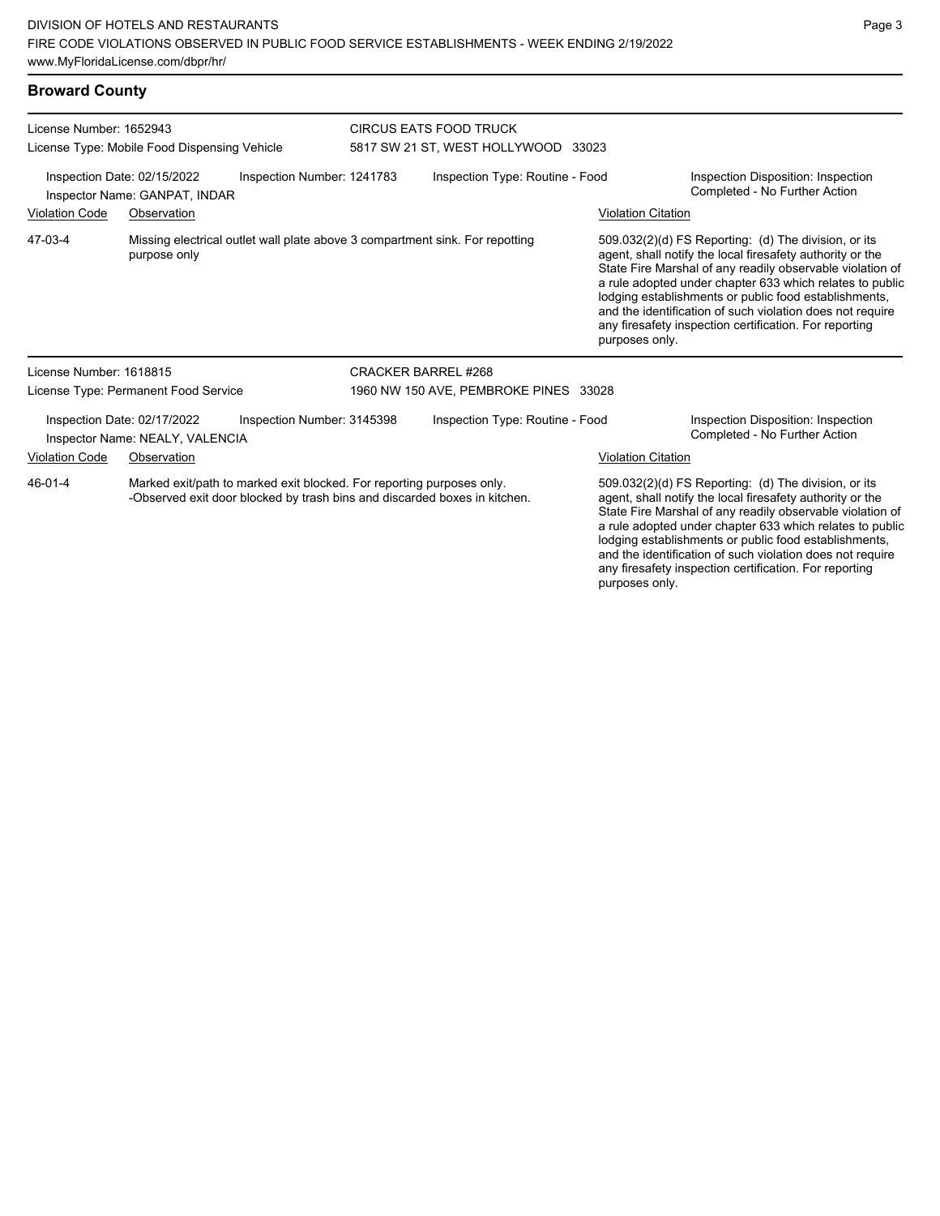## Broward County

License Number: 1652943
License Type: Mobile Food Dispensing Vehicle

CIRCUS EATS FOOD TRUCK
5817 SW 21 ST, WEST HOLLYWOOD 33023

Inspection Date: 02/15/2022
Inspector Name: GANPAT, INDAR
Inspection Number: 1241783
Inspection Type: Routine - Food
Inspection Disposition: Inspection Completed - No Further Action

| Violation Code | Observation | Violation Citation |
|---|---|---|
| 47-03-4 | Missing electrical outlet wall plate above 3 compartment sink. For repotting purpose only | 509.032(2)(d) FS Reporting: (d) The division, or its agent, shall notify the local firesafety authority or the State Fire Marshal of any readily observable violation of a rule adopted under chapter 633 which relates to public lodging establishments or public food establishments, and the identification of such violation does not require any firesafety inspection certification. For reporting purposes only. |

License Number: 1618815
License Type: Permanent Food Service

CRACKER BARREL #268
1960 NW 150 AVE, PEMBROKE PINES 33028

Inspection Date: 02/17/2022
Inspector Name: NEALY, VALENCIA
Inspection Number: 3145398
Inspection Type: Routine - Food
Inspection Disposition: Inspection Completed - No Further Action

| Violation Code | Observation | Violation Citation |
|---|---|---|
| 46-01-4 | Marked exit/path to marked exit blocked. For reporting purposes only. -Observed exit door blocked by trash bins and discarded boxes in kitchen. | 509.032(2)(d) FS Reporting: (d) The division, or its agent, shall notify the local firesafety authority or the State Fire Marshal of any readily observable violation of a rule adopted under chapter 633 which relates to public lodging establishments or public food establishments, and the identification of such violation does not require any firesafety inspection certification. For reporting purposes only. |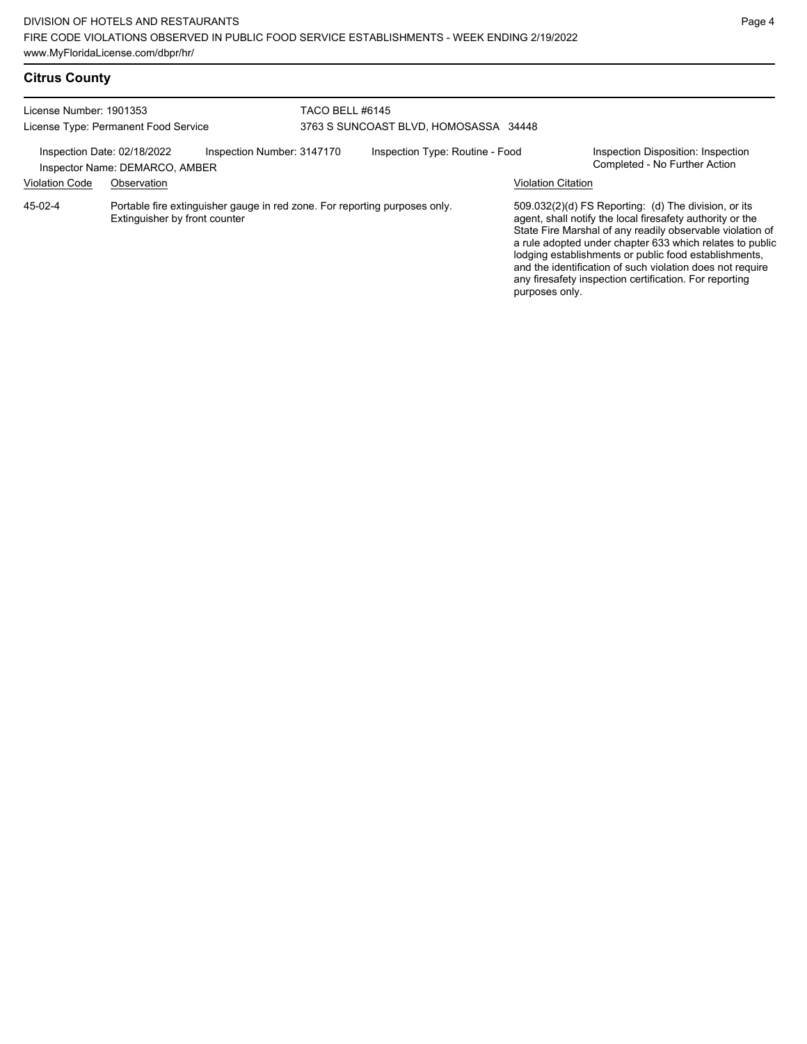## Citrus County

License Number: 1901353
License Type: Permanent Food Service

TACO BELL #6145
3763 S SUNCOAST BLVD, HOMOSASSA 34448

Inspection Date: 02/18/2022
Inspector Name: DEMARCO, AMBER

Inspection Number: 3147170

Inspection Type: Routine - Food

Inspection Disposition: Inspection Completed - No Further Action

| Violation Code | Observation | Violation Citation |
| --- | --- | --- |
| 45-02-4 | Portable fire extinguisher gauge in red zone. For reporting purposes only. Extinguisher by front counter | 509.032(2)(d) FS Reporting: (d) The division, or its agent, shall notify the local firesafety authority or the State Fire Marshal of any readily observable violation of a rule adopted under chapter 633 which relates to public lodging establishments or public food establishments, and the identification of such violation does not require any firesafety inspection certification. For reporting purposes only. |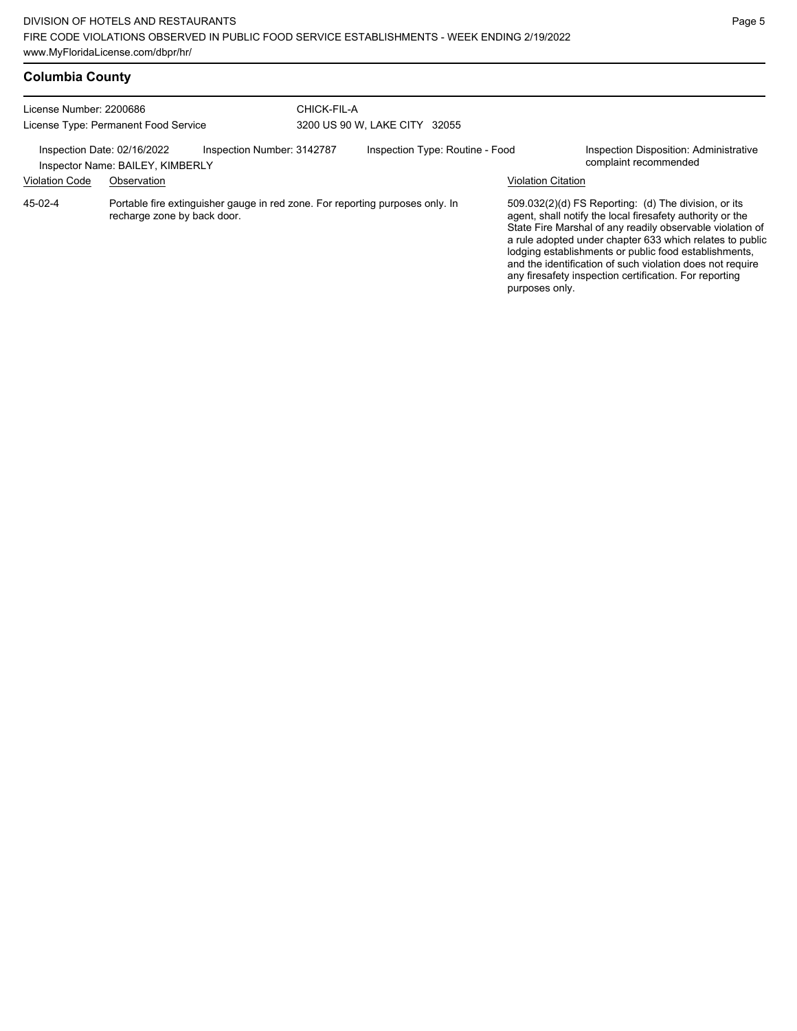## Columbia County

License Number: 2200686
License Type: Permanent Food Service

CHICK-FIL-A
3200 US 90 W, LAKE CITY 32055

Inspection Date: 02/16/2022
Inspection Number: 3142787
Inspection Type: Routine - Food
Inspection Disposition: Administrative complaint recommended
Inspector Name: BAILEY, KIMBERLY

| Violation Code | Observation | Violation Citation |
| --- | --- | --- |
| 45-02-4 | Portable fire extinguisher gauge in red zone. For reporting purposes only. In recharge zone by back door. | 509.032(2)(d) FS Reporting: (d) The division, or its agent, shall notify the local firesafety authority or the State Fire Marshal of any readily observable violation of a rule adopted under chapter 633 which relates to public lodging establishments or public food establishments, and the identification of such violation does not require any firesafety inspection certification. For reporting purposes only. |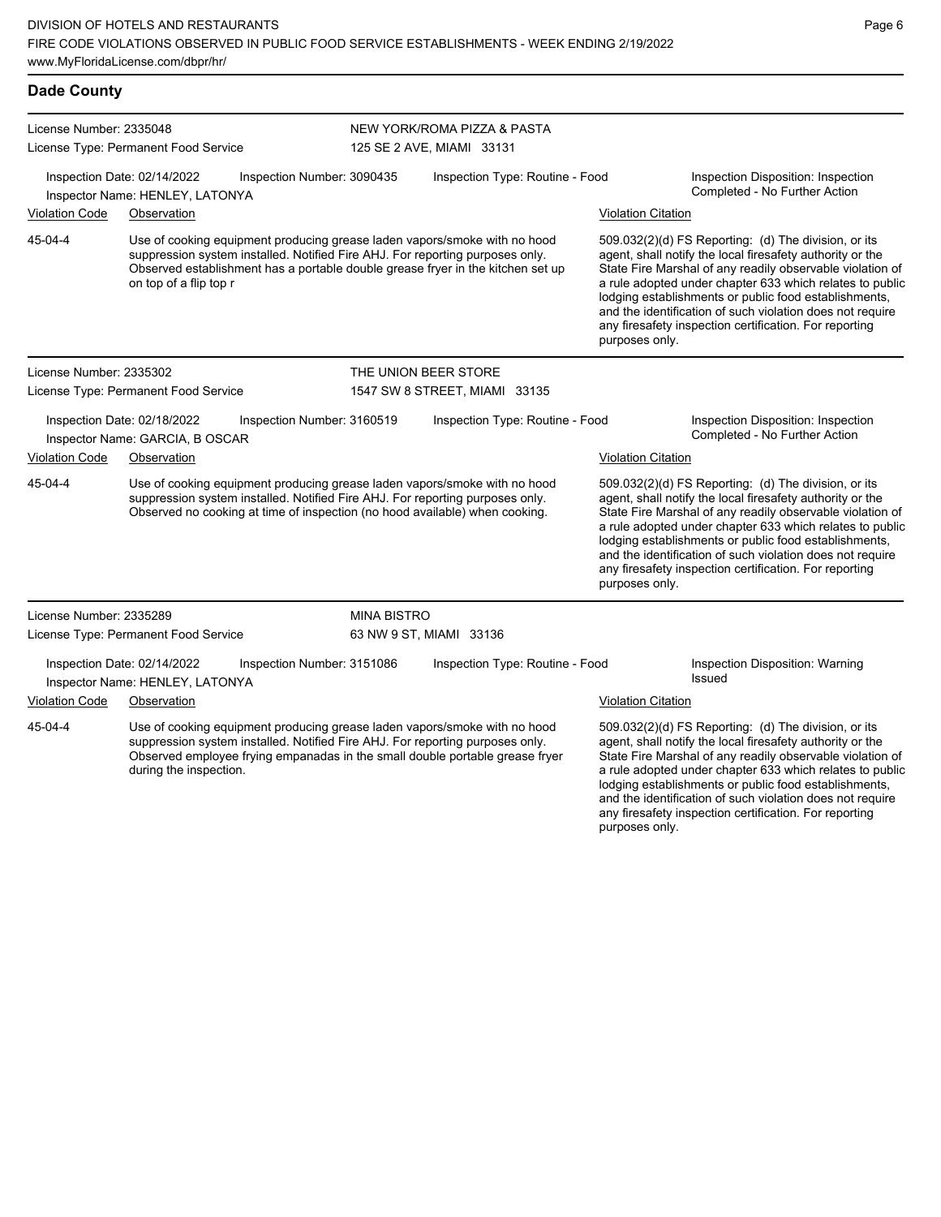## Dade County

**License Number:** 2335048
**License Type:** Permanent Food Service

**NEW YORK/ROMA PIZZA & PASTA**
125 SE 2 AVE, MIAMI 33131

**Inspection Date:** 02/14/2022
**Inspection Number:** 3090435
**Inspection Type:** Routine - Food
**Inspection Disposition:** Inspection Completed - No Further Action
**Inspector Name:** HENLEY, LATONYA

| Violation Code | Observation | Violation Citation |
|---|---|---|
| 45-04-4 | Use of cooking equipment producing grease laden vapors/smoke with no hood suppression system installed. Notified Fire AHJ. For reporting purposes only. Observed establishment has a portable double grease fryer in the kitchen set up on top of a flip top r | 509.032(2)(d) FS Reporting: (d) The division, or its agent, shall notify the local firesafety authority or the State Fire Marshal of any readily observable violation of a rule adopted under chapter 633 which relates to public lodging establishments or public food establishments, and the identification of such violation does not require any firesafety inspection certification. For reporting purposes only. |

---

**License Number:** 2335302
**License Type:** Permanent Food Service

**THE UNION BEER STORE**
1547 SW 8 STREET, MIAMI 33135

**Inspection Date:** 02/18/2022
**Inspection Number:** 3160519
**Inspection Type:** Routine - Food
**Inspection Disposition:** Inspection Completed - No Further Action
**Inspector Name:** GARCIA, B OSCAR

| Violation Code | Observation | Violation Citation |
|---|---|---|
| 45-04-4 | Use of cooking equipment producing grease laden vapors/smoke with no hood suppression system installed. Notified Fire AHJ. For reporting purposes only. Observed no cooking at time of inspection (no hood available) when cooking. | 509.032(2)(d) FS Reporting: (d) The division, or its agent, shall notify the local firesafety authority or the State Fire Marshal of any readily observable violation of a rule adopted under chapter 633 which relates to public lodging establishments or public food establishments, and the identification of such violation does not require any firesafety inspection certification. For reporting purposes only. |

---

**License Number:** 2335289
**License Type:** Permanent Food Service

**MINA BISTRO**
63 NW 9 ST, MIAMI 33136

**Inspection Date:** 02/14/2022
**Inspection Number:** 3151086
**Inspection Type:** Routine - Food
**Inspection Disposition:** Warning Issued
**Inspector Name:** HENLEY, LATONYA

| Violation Code | Observation | Violation Citation |
|---|---|---|
| 45-04-4 | Use of cooking equipment producing grease laden vapors/smoke with no hood suppression system installed. Notified Fire AHJ. For reporting purposes only. Observed employee frying empanadas in the small double portable grease fryer during the inspection. | 509.032(2)(d) FS Reporting: (d) The division, or its agent, shall notify the local firesafety authority or the State Fire Marshal of any readily observable violation of a rule adopted under chapter 633 which relates to public lodging establishments or public food establishments, and the identification of such violation does not require any firesafety inspection certification. For reporting purposes only. |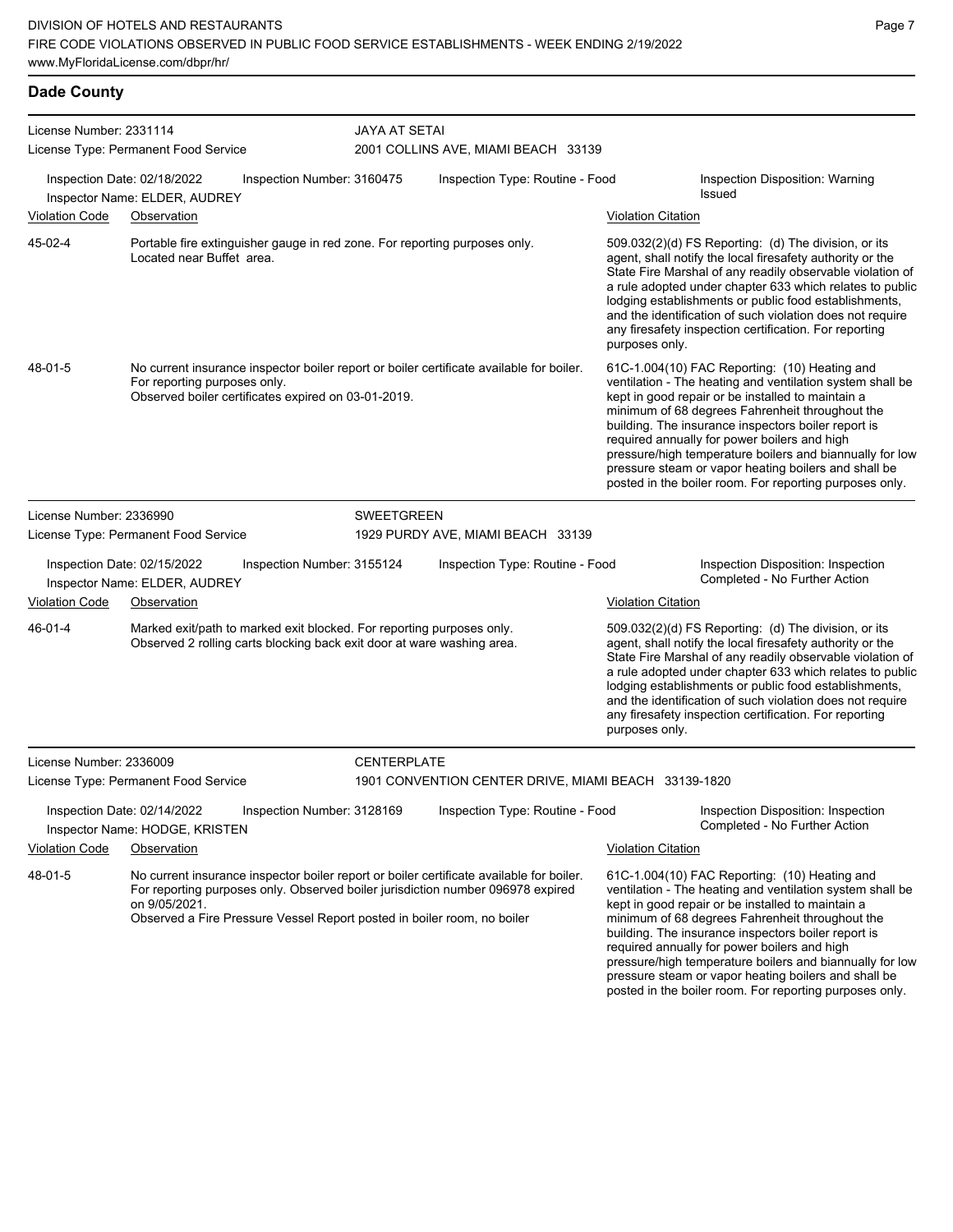## Dade County

**License Number:** 2331114
**License Type:** Permanent Food Service

**JAYA AT SETAI**
2001 COLLINS AVE, MIAMI BEACH 33139

Inspection Date: 02/18/2022
Inspection Number: 3160475
Inspection Type: Routine - Food
Inspection Disposition: Warning Issued
Inspector Name: ELDER, AUDREY

| Violation Code | Observation | Violation Citation |
|---|---|---|
| 45-02-4 | Portable fire extinguisher gauge in red zone. For reporting purposes only. Located near Buffet area. | 509.032(2)(d) FS Reporting: (d) The division, or its agent, shall notify the local firesafety authority or the State Fire Marshal of any readily observable violation of a rule adopted under chapter 633 which relates to public lodging establishments or public food establishments, and the identification of such violation does not require any firesafety inspection certification. For reporting purposes only. |
| 48-01-5 | No current insurance inspector boiler report or boiler certificate available for boiler. For reporting purposes only. Observed boiler certificates expired on 03-01-2019. | 61C-1.004(10) FAC Reporting: (10) Heating and ventilation - The heating and ventilation system shall be kept in good repair or be installed to maintain a minimum of 68 degrees Fahrenheit throughout the building. The insurance inspectors boiler report is required annually for power boilers and high pressure/high temperature boilers and biannually for low pressure steam or vapor heating boilers and shall be posted in the boiler room. For reporting purposes only. |

**License Number:** 2336990
**License Type:** Permanent Food Service

**SWEETGREEN**
1929 PURDY AVE, MIAMI BEACH 33139

Inspection Date: 02/15/2022
Inspection Number: 3155124
Inspection Type: Routine - Food
Inspection Disposition: Inspection Completed - No Further Action
Inspector Name: ELDER, AUDREY

| Violation Code | Observation | Violation Citation |
|---|---|---|
| 46-01-4 | Marked exit/path to marked exit blocked. For reporting purposes only. Observed 2 rolling carts blocking back exit door at ware washing area. | 509.032(2)(d) FS Reporting: (d) The division, or its agent, shall notify the local firesafety authority or the State Fire Marshal of any readily observable violation of a rule adopted under chapter 633 which relates to public lodging establishments or public food establishments, and the identification of such violation does not require any firesafety inspection certification. For reporting purposes only. |

**License Number:** 2336009
**License Type:** Permanent Food Service

**CENTERPLATE**
1901 CONVENTION CENTER DRIVE, MIAMI BEACH 33139-1820

Inspection Date: 02/14/2022
Inspection Number: 3128169
Inspection Type: Routine - Food
Inspection Disposition: Inspection Completed - No Further Action
Inspector Name: HODGE, KRISTEN

| Violation Code | Observation | Violation Citation |
|---|---|---|
| 48-01-5 | No current insurance inspector boiler report or boiler certificate available for boiler. For reporting purposes only. Observed boiler jurisdiction number 096978 expired on 9/05/2021. Observed a Fire Pressure Vessel Report posted in boiler room, no boiler | 61C-1.004(10) FAC Reporting: (10) Heating and ventilation - The heating and ventilation system shall be kept in good repair or be installed to maintain a minimum of 68 degrees Fahrenheit throughout the building. The insurance inspectors boiler report is required annually for power boilers and high pressure/high temperature boilers and biannually for low pressure steam or vapor heating boilers and shall be posted in the boiler room. For reporting purposes only. |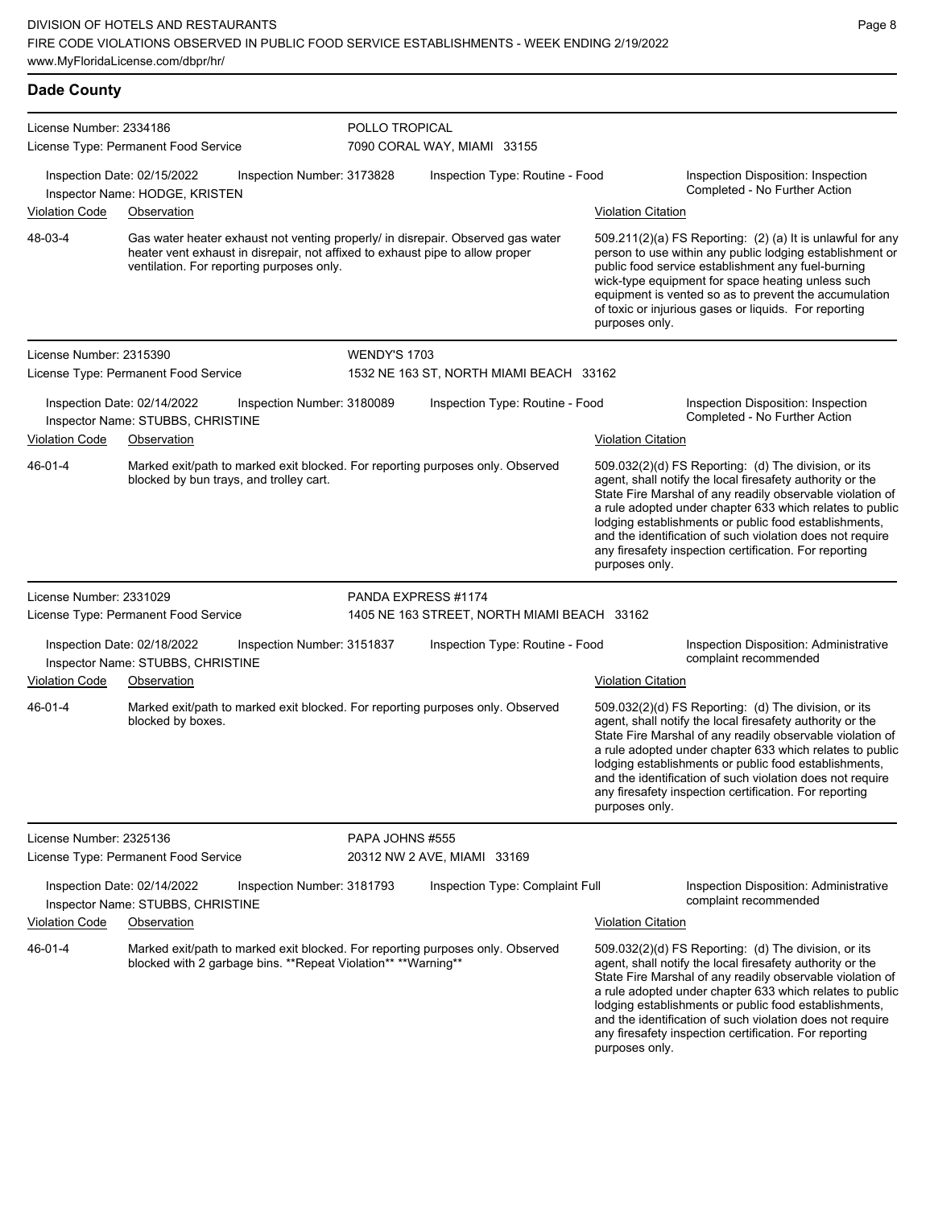## Dade County

**License Number:** 2334186 — **POLLO TROPICAL**
License Type: Permanent Food Service — 7090 CORAL WAY, MIAMI 33155

Inspection Date: 02/15/2022 | Inspection Number: 3173828 | Inspection Type: Routine - Food | Inspection Disposition: Inspection Completed - No Further Action
Inspector Name: HODGE, KRISTEN

| Violation Code | Observation | Violation Citation |
|---|---|---|
| 48-03-4 | Gas water heater exhaust not venting properly/ in disrepair. Observed gas water heater vent exhaust in disrepair, not affixed to exhaust pipe to allow proper ventilation. For reporting purposes only. | 509.211(2)(a) FS Reporting: (2) (a) It is unlawful for any person to use within any public lodging establishment or public food service establishment any fuel-burning wick-type equipment for space heating unless such equipment is vented so as to prevent the accumulation of toxic or injurious gases or liquids. For reporting purposes only. |

**License Number:** 2315390 — **WENDY'S 1703**
License Type: Permanent Food Service — 1532 NE 163 ST, NORTH MIAMI BEACH 33162

Inspection Date: 02/14/2022 | Inspection Number: 3180089 | Inspection Type: Routine - Food | Inspection Disposition: Inspection Completed - No Further Action
Inspector Name: STUBBS, CHRISTINE

| Violation Code | Observation | Violation Citation |
|---|---|---|
| 46-01-4 | Marked exit/path to marked exit blocked. For reporting purposes only. Observed blocked by bun trays, and trolley cart. | 509.032(2)(d) FS Reporting: (d) The division, or its agent, shall notify the local firesafety authority or the State Fire Marshal of any readily observable violation of a rule adopted under chapter 633 which relates to public lodging establishments or public food establishments, and the identification of such violation does not require any firesafety inspection certification. For reporting purposes only. |

**License Number:** 2331029 — **PANDA EXPRESS #1174**
License Type: Permanent Food Service — 1405 NE 163 STREET, NORTH MIAMI BEACH 33162

Inspection Date: 02/18/2022 | Inspection Number: 3151837 | Inspection Type: Routine - Food | Inspection Disposition: Administrative complaint recommended
Inspector Name: STUBBS, CHRISTINE

| Violation Code | Observation | Violation Citation |
|---|---|---|
| 46-01-4 | Marked exit/path to marked exit blocked. For reporting purposes only. Observed blocked by boxes. | 509.032(2)(d) FS Reporting: (d) The division, or its agent, shall notify the local firesafety authority or the State Fire Marshal of any readily observable violation of a rule adopted under chapter 633 which relates to public lodging establishments or public food establishments, and the identification of such violation does not require any firesafety inspection certification. For reporting purposes only. |

**License Number:** 2325136 — **PAPA JOHNS #555**
License Type: Permanent Food Service — 20312 NW 2 AVE, MIAMI 33169

Inspection Date: 02/14/2022 | Inspection Number: 3181793 | Inspection Type: Complaint Full | Inspection Disposition: Administrative complaint recommended
Inspector Name: STUBBS, CHRISTINE

| Violation Code | Observation | Violation Citation |
|---|---|---|
| 46-01-4 | Marked exit/path to marked exit blocked. For reporting purposes only. Observed blocked with 2 garbage bins. **Repeat Violation** **Warning** | 509.032(2)(d) FS Reporting: (d) The division, or its agent, shall notify the local firesafety authority or the State Fire Marshal of any readily observable violation of a rule adopted under chapter 633 which relates to public lodging establishments or public food establishments, and the identification of such violation does not require any firesafety inspection certification. For reporting purposes only. |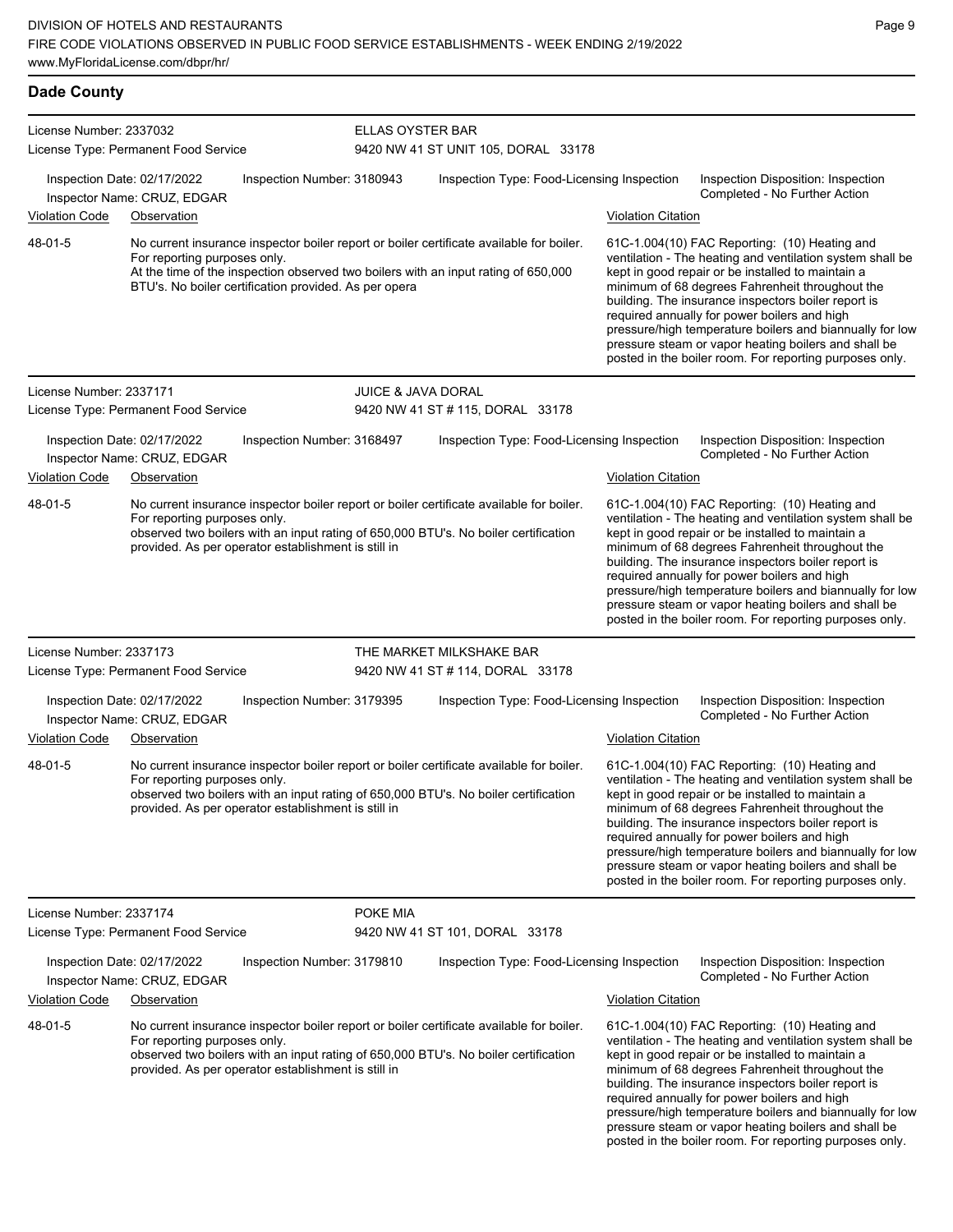## Dade County

**License Number:** 2337032
**License Type:** Permanent Food Service

**ELLAS OYSTER BAR**
9420 NW 41 ST UNIT 105, DORAL 33178

Inspection Date: 02/17/2022 | Inspection Number: 3180943 | Inspection Type: Food-Licensing Inspection | Inspection Disposition: Inspection Completed - No Further Action
Inspector Name: CRUZ, EDGAR

| Violation Code | Observation | Violation Citation |
|---|---|---|
| 48-01-5 | No current insurance inspector boiler report or boiler certificate available for boiler. For reporting purposes only. At the time of the inspection observed two boilers with an input rating of 650,000 BTU's. No boiler certification provided. As per opera | 61C-1.004(10) FAC Reporting: (10) Heating and ventilation - The heating and ventilation system shall be kept in good repair or be installed to maintain a minimum of 68 degrees Fahrenheit throughout the building. The insurance inspectors boiler report is required annually for power boilers and high pressure/high temperature boilers and biannually for low pressure steam or vapor heating boilers and shall be posted in the boiler room. For reporting purposes only. |

---

**License Number:** 2337171
**License Type:** Permanent Food Service

**JUICE & JAVA DORAL**
9420 NW 41 ST # 115, DORAL 33178

Inspection Date: 02/17/2022 | Inspection Number: 3168497 | Inspection Type: Food-Licensing Inspection | Inspection Disposition: Inspection Completed - No Further Action
Inspector Name: CRUZ, EDGAR

| Violation Code | Observation | Violation Citation |
|---|---|---|
| 48-01-5 | No current insurance inspector boiler report or boiler certificate available for boiler. For reporting purposes only. observed two boilers with an input rating of 650,000 BTU's. No boiler certification provided. As per operator establishment is still in | 61C-1.004(10) FAC Reporting: (10) Heating and ventilation - The heating and ventilation system shall be kept in good repair or be installed to maintain a minimum of 68 degrees Fahrenheit throughout the building. The insurance inspectors boiler report is required annually for power boilers and high pressure/high temperature boilers and biannually for low pressure steam or vapor heating boilers and shall be posted in the boiler room. For reporting purposes only. |

---

**License Number:** 2337173
**License Type:** Permanent Food Service

**THE MARKET MILKSHAKE BAR**
9420 NW 41 ST # 114, DORAL 33178

Inspection Date: 02/17/2022 | Inspection Number: 3179395 | Inspection Type: Food-Licensing Inspection | Inspection Disposition: Inspection Completed - No Further Action
Inspector Name: CRUZ, EDGAR

| Violation Code | Observation | Violation Citation |
|---|---|---|
| 48-01-5 | No current insurance inspector boiler report or boiler certificate available for boiler. For reporting purposes only. observed two boilers with an input rating of 650,000 BTU's. No boiler certification provided. As per operator establishment is still in | 61C-1.004(10) FAC Reporting: (10) Heating and ventilation - The heating and ventilation system shall be kept in good repair or be installed to maintain a minimum of 68 degrees Fahrenheit throughout the building. The insurance inspectors boiler report is required annually for power boilers and high pressure/high temperature boilers and biannually for low pressure steam or vapor heating boilers and shall be posted in the boiler room. For reporting purposes only. |

---

**License Number:** 2337174
**License Type:** Permanent Food Service

**POKE MIA**
9420 NW 41 ST 101, DORAL 33178

Inspection Date: 02/17/2022 | Inspection Number: 3179810 | Inspection Type: Food-Licensing Inspection | Inspection Disposition: Inspection Completed - No Further Action
Inspector Name: CRUZ, EDGAR

| Violation Code | Observation | Violation Citation |
|---|---|---|
| 48-01-5 | No current insurance inspector boiler report or boiler certificate available for boiler. For reporting purposes only. observed two boilers with an input rating of 650,000 BTU's. No boiler certification provided. As per operator establishment is still in | 61C-1.004(10) FAC Reporting: (10) Heating and ventilation - The heating and ventilation system shall be kept in good repair or be installed to maintain a minimum of 68 degrees Fahrenheit throughout the building. The insurance inspectors boiler report is required annually for power boilers and high pressure/high temperature boilers and biannually for low pressure steam or vapor heating boilers and shall be posted in the boiler room. For reporting purposes only. |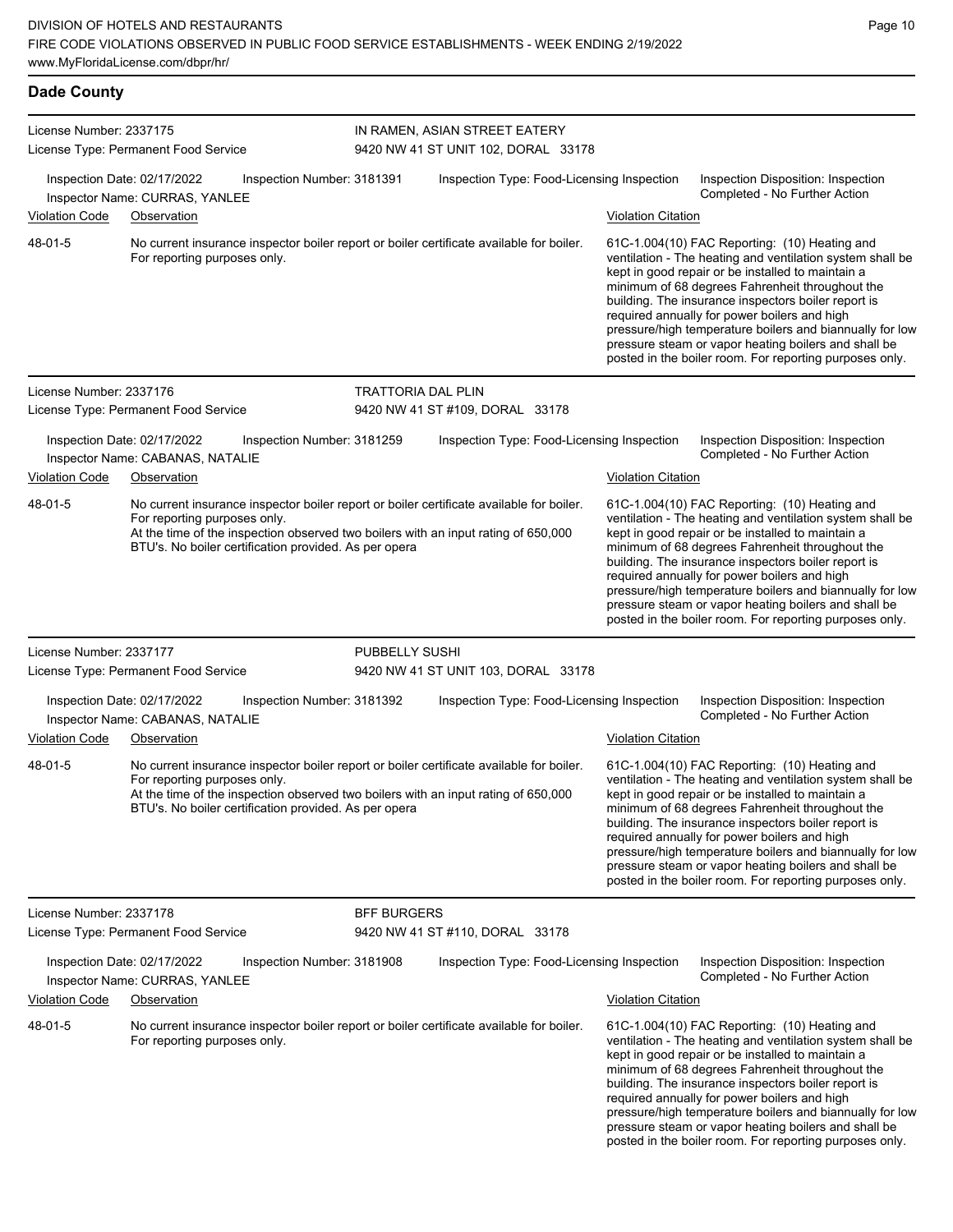## Dade County

**License Number:** 2337175
**License Type:** Permanent Food Service

**IN RAMEN, ASIAN STREET EATERY**
9420 NW 41 ST UNIT 102, DORAL 33178

Inspection Date: 02/17/2022 | Inspection Number: 3181391 | Inspection Type: Food-Licensing Inspection | Inspection Disposition: Inspection Completed - No Further Action

Inspector Name: CURRAS, YANLEE

| Violation Code | Observation | Violation Citation |
|---|---|---|
| 48-01-5 | No current insurance inspector boiler report or boiler certificate available for boiler. For reporting purposes only. | 61C-1.004(10) FAC Reporting: (10) Heating and ventilation - The heating and ventilation system shall be kept in good repair or be installed to maintain a minimum of 68 degrees Fahrenheit throughout the building. The insurance inspectors boiler report is required annually for power boilers and high pressure/high temperature boilers and biannually for low pressure steam or vapor heating boilers and shall be posted in the boiler room. For reporting purposes only. |

---

**License Number:** 2337176
**License Type:** Permanent Food Service

**TRATTORIA DAL PLIN**
9420 NW 41 ST #109, DORAL 33178

Inspection Date: 02/17/2022 | Inspection Number: 3181259 | Inspection Type: Food-Licensing Inspection | Inspection Disposition: Inspection Completed - No Further Action

Inspector Name: CABANAS, NATALIE

| Violation Code | Observation | Violation Citation |
|---|---|---|
| 48-01-5 | No current insurance inspector boiler report or boiler certificate available for boiler. For reporting purposes only. At the time of the inspection observed two boilers with an input rating of 650,000 BTU's. No boiler certification provided. As per opera | 61C-1.004(10) FAC Reporting: (10) Heating and ventilation - The heating and ventilation system shall be kept in good repair or be installed to maintain a minimum of 68 degrees Fahrenheit throughout the building. The insurance inspectors boiler report is required annually for power boilers and high pressure/high temperature boilers and biannually for low pressure steam or vapor heating boilers and shall be posted in the boiler room. For reporting purposes only. |

---

**License Number:** 2337177
**License Type:** Permanent Food Service

**PUBBELLY SUSHI**
9420 NW 41 ST UNIT 103, DORAL 33178

Inspection Date: 02/17/2022 | Inspection Number: 3181392 | Inspection Type: Food-Licensing Inspection | Inspection Disposition: Inspection Completed - No Further Action

Inspector Name: CABANAS, NATALIE

| Violation Code | Observation | Violation Citation |
|---|---|---|
| 48-01-5 | No current insurance inspector boiler report or boiler certificate available for boiler. For reporting purposes only. At the time of the inspection observed two boilers with an input rating of 650,000 BTU's. No boiler certification provided. As per opera | 61C-1.004(10) FAC Reporting: (10) Heating and ventilation - The heating and ventilation system shall be kept in good repair or be installed to maintain a minimum of 68 degrees Fahrenheit throughout the building. The insurance inspectors boiler report is required annually for power boilers and high pressure/high temperature boilers and biannually for low pressure steam or vapor heating boilers and shall be posted in the boiler room. For reporting purposes only. |

---

**License Number:** 2337178
**License Type:** Permanent Food Service

**BFF BURGERS**
9420 NW 41 ST #110, DORAL 33178

Inspection Date: 02/17/2022 | Inspection Number: 3181908 | Inspection Type: Food-Licensing Inspection | Inspection Disposition: Inspection Completed - No Further Action

Inspector Name: CURRAS, YANLEE

| Violation Code | Observation | Violation Citation |
|---|---|---|
| 48-01-5 | No current insurance inspector boiler report or boiler certificate available for boiler. For reporting purposes only. | 61C-1.004(10) FAC Reporting: (10) Heating and ventilation - The heating and ventilation system shall be kept in good repair or be installed to maintain a minimum of 68 degrees Fahrenheit throughout the building. The insurance inspectors boiler report is required annually for power boilers and high pressure/high temperature boilers and biannually for low pressure steam or vapor heating boilers and shall be posted in the boiler room. For reporting purposes only. |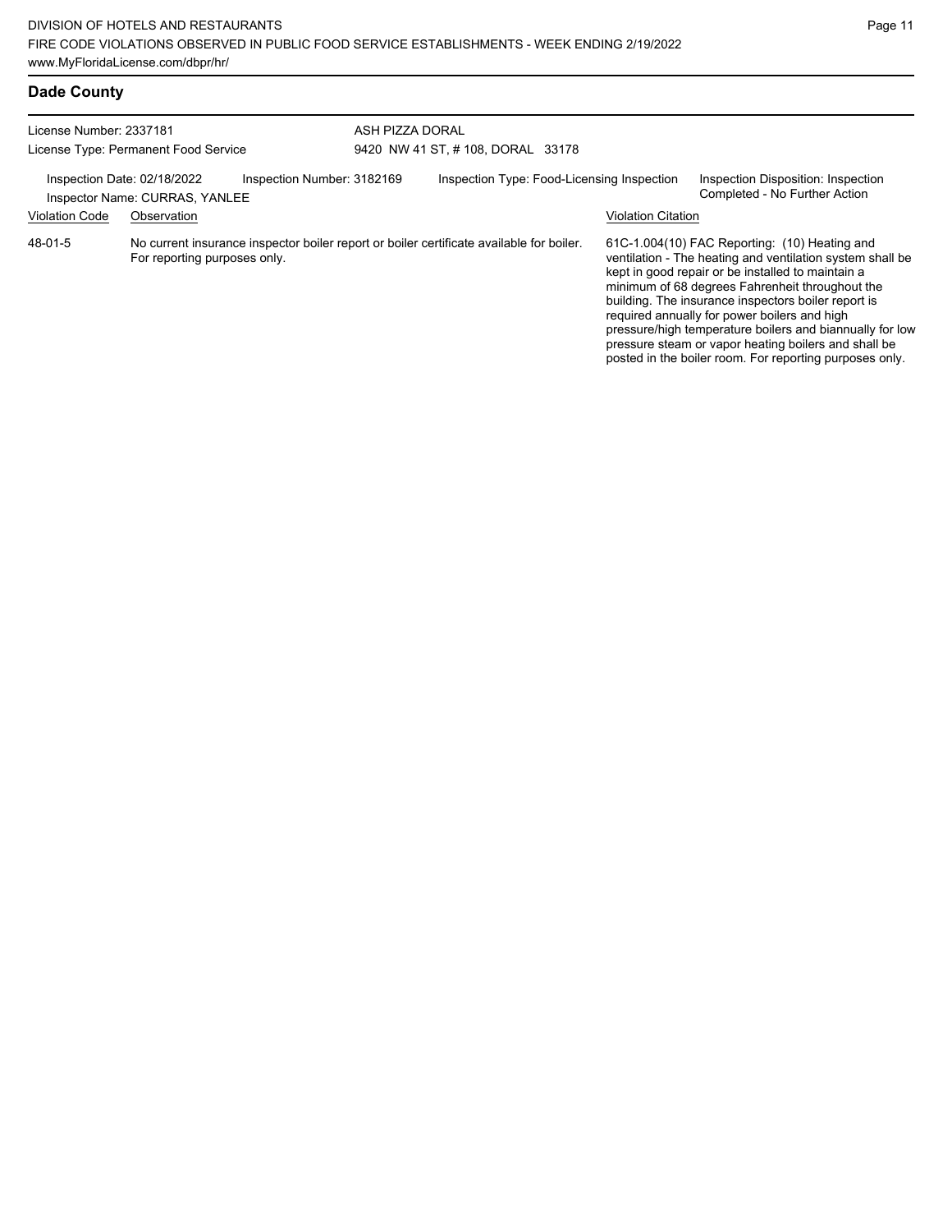## Dade County

License Number: 2337181
License Type: Permanent Food Service

ASH PIZZA DORAL
9420 NW 41 ST, # 108, DORAL 33178

Inspection Date: 02/18/2022
Inspector Name: CURRAS, YANLEE
Inspection Number: 3182169
Inspection Type: Food-Licensing Inspection
Inspection Disposition: Inspection Completed - No Further Action

| Violation Code | Observation | Violation Citation |
| --- | --- | --- |
| 48-01-5 | No current insurance inspector boiler report or boiler certificate available for boiler. For reporting purposes only. | 61C-1.004(10) FAC Reporting: (10) Heating and ventilation - The heating and ventilation system shall be kept in good repair or be installed to maintain a minimum of 68 degrees Fahrenheit throughout the building. The insurance inspectors boiler report is required annually for power boilers and high pressure/high temperature boilers and biannually for low pressure steam or vapor heating boilers and shall be posted in the boiler room. For reporting purposes only. |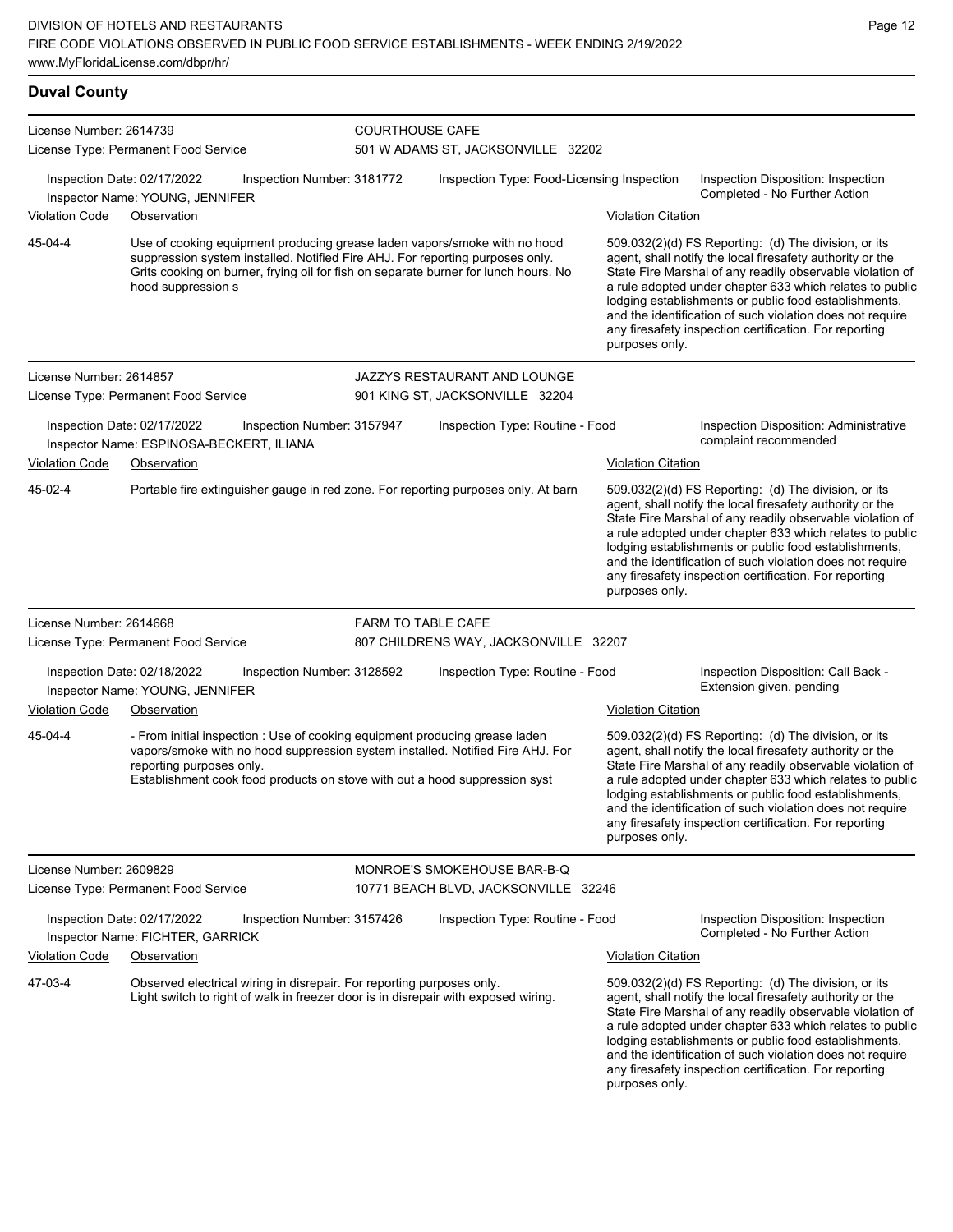## Duval County

**License Number:** 2614739
**License Type:** Permanent Food Service

**COURTHOUSE CAFE**
501 W ADAMS ST, JACKSONVILLE 32202

Inspection Date: 02/17/2022 | Inspection Number: 3181772 | Inspection Type: Food-Licensing Inspection | Inspection Disposition: Inspection Completed - No Further Action
Inspector Name: YOUNG, JENNIFER

| Violation Code | Observation | Violation Citation |
|---|---|---|
| 45-04-4 | Use of cooking equipment producing grease laden vapors/smoke with no hood suppression system installed. Notified Fire AHJ. For reporting purposes only. Grits cooking on burner, frying oil for fish on separate burner for lunch hours. No hood suppression s | 509.032(2)(d) FS Reporting: (d) The division, or its agent, shall notify the local firesafety authority or the State Fire Marshal of any readily observable violation of a rule adopted under chapter 633 which relates to public lodging establishments or public food establishments, and the identification of such violation does not require any firesafety inspection certification. For reporting purposes only. |

---

**License Number:** 2614857
**License Type:** Permanent Food Service

**JAZZYS RESTAURANT AND LOUNGE**
901 KING ST, JACKSONVILLE 32204

Inspection Date: 02/17/2022 | Inspection Number: 3157947 | Inspection Type: Routine - Food | Inspection Disposition: Administrative complaint recommended
Inspector Name: ESPINOSA-BECKERT, ILIANA

| Violation Code | Observation | Violation Citation |
|---|---|---|
| 45-02-4 | Portable fire extinguisher gauge in red zone. For reporting purposes only. At barn | 509.032(2)(d) FS Reporting: (d) The division, or its agent, shall notify the local firesafety authority or the State Fire Marshal of any readily observable violation of a rule adopted under chapter 633 which relates to public lodging establishments or public food establishments, and the identification of such violation does not require any firesafety inspection certification. For reporting purposes only. |

---

**License Number:** 2614668
**License Type:** Permanent Food Service

**FARM TO TABLE CAFE**
807 CHILDRENS WAY, JACKSONVILLE 32207

Inspection Date: 02/18/2022 | Inspection Number: 3128592 | Inspection Type: Routine - Food | Inspection Disposition: Call Back - Extension given, pending
Inspector Name: YOUNG, JENNIFER

| Violation Code | Observation | Violation Citation |
|---|---|---|
| 45-04-4 | - From initial inspection : Use of cooking equipment producing grease laden vapors/smoke with no hood suppression system installed. Notified Fire AHJ. For reporting purposes only. Establishment cook food products on stove with out a hood suppression syst | 509.032(2)(d) FS Reporting: (d) The division, or its agent, shall notify the local firesafety authority or the State Fire Marshal of any readily observable violation of a rule adopted under chapter 633 which relates to public lodging establishments or public food establishments, and the identification of such violation does not require any firesafety inspection certification. For reporting purposes only. |

---

**License Number:** 2609829
**License Type:** Permanent Food Service

**MONROE'S SMOKEHOUSE BAR-B-Q**
10771 BEACH BLVD, JACKSONVILLE 32246

Inspection Date: 02/17/2022 | Inspection Number: 3157426 | Inspection Type: Routine - Food | Inspection Disposition: Inspection Completed - No Further Action
Inspector Name: FICHTER, GARRICK

| Violation Code | Observation | Violation Citation |
|---|---|---|
| 47-03-4 | Observed electrical wiring in disrepair. For reporting purposes only. Light switch to right of walk in freezer door is in disrepair with exposed wiring. | 509.032(2)(d) FS Reporting: (d) The division, or its agent, shall notify the local firesafety authority or the State Fire Marshal of any readily observable violation of a rule adopted under chapter 633 which relates to public lodging establishments or public food establishments, and the identification of such violation does not require any firesafety inspection certification. For reporting purposes only. |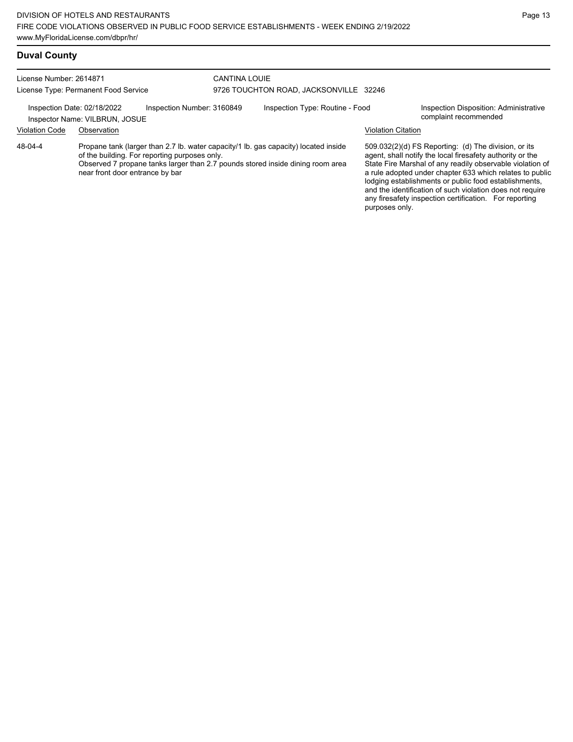## Duval County

License Number: 2614871
License Type: Permanent Food Service

CANTINA LOUIE
9726 TOUCHTON ROAD, JACKSONVILLE 32246

Inspection Date: 02/18/2022
Inspector Name: VILBRUN, JOSUE
Inspection Number: 3160849
Inspection Type: Routine - Food
Inspection Disposition: Administrative complaint recommended

| Violation Code | Observation | Violation Citation |
|---|---|---|
| 48-04-4 | Propane tank (larger than 2.7 lb. water capacity/1 lb. gas capacity) located inside of the building. For reporting purposes only. Observed 7 propane tanks larger than 2.7 pounds stored inside dining room area near front door entrance by bar | 509.032(2)(d) FS Reporting: (d) The division, or its agent, shall notify the local firesafety authority or the State Fire Marshal of any readily observable violation of a rule adopted under chapter 633 which relates to public lodging establishments or public food establishments, and the identification of such violation does not require any firesafety inspection certification. For reporting purposes only. |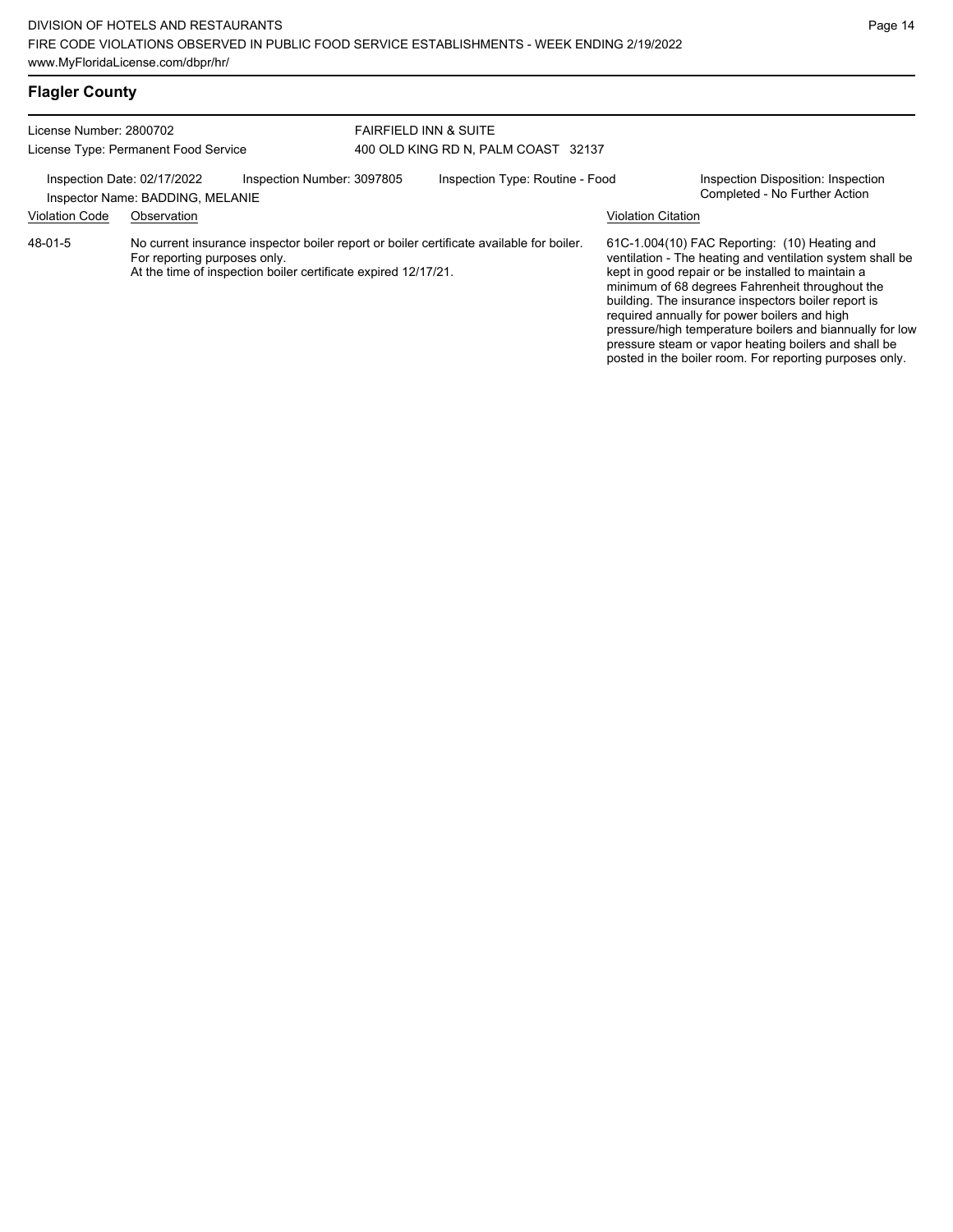## Flagler County

License Number: 2800702
License Type: Permanent Food Service

FAIRFIELD INN & SUITE
400 OLD KING RD N, PALM COAST 32137

Inspection Date: 02/17/2022
Inspection Number: 3097805
Inspection Type: Routine - Food
Inspection Disposition: Inspection Completed - No Further Action
Inspector Name: BADDING, MELANIE

| Violation Code | Observation | Violation Citation |
|---|---|---|
| 48-01-5 | No current insurance inspector boiler report or boiler certificate available for boiler. For reporting purposes only. At the time of inspection boiler certificate expired 12/17/21. | 61C-1.004(10) FAC Reporting: (10) Heating and ventilation - The heating and ventilation system shall be kept in good repair or be installed to maintain a minimum of 68 degrees Fahrenheit throughout the building. The insurance inspectors boiler report is required annually for power boilers and high pressure/high temperature boilers and biannually for low pressure steam or vapor heating boilers and shall be posted in the boiler room. For reporting purposes only. |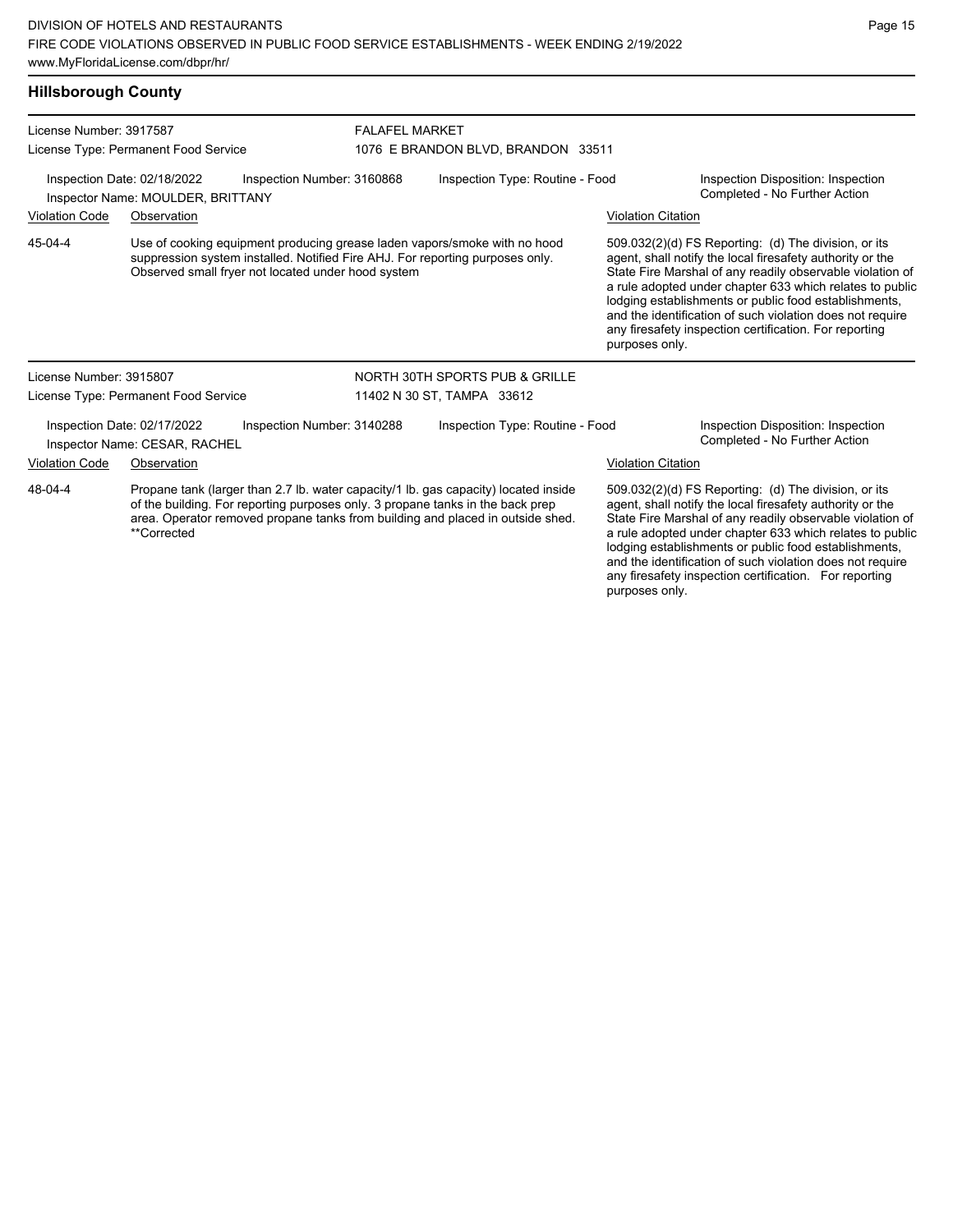## Hillsborough County

**License Number:** 3917587
**License Type:** Permanent Food Service

**FALAFEL MARKET**
1076 E BRANDON BLVD, BRANDON 33511

**Inspection Date:** 02/18/2022
**Inspection Number:** 3160868
**Inspection Type:** Routine - Food
**Inspector Name:** MOULDER, BRITTANY
**Inspection Disposition:** Inspection Completed - No Further Action

| Violation Code | Observation | Violation Citation |
|---|---|---|
| 45-04-4 | Use of cooking equipment producing grease laden vapors/smoke with no hood suppression system installed. Notified Fire AHJ. For reporting purposes only. Observed small fryer not located under hood system | 509.032(2)(d) FS Reporting: (d) The division, or its agent, shall notify the local firesafety authority or the State Fire Marshal of any readily observable violation of a rule adopted under chapter 633 which relates to public lodging establishments or public food establishments, and the identification of such violation does not require any firesafety inspection certification. For reporting purposes only. |

**License Number:** 3915807
**License Type:** Permanent Food Service

**NORTH 30TH SPORTS PUB & GRILLE**
11402 N 30 ST, TAMPA 33612

**Inspection Date:** 02/17/2022
**Inspection Number:** 3140288
**Inspection Type:** Routine - Food
**Inspector Name:** CESAR, RACHEL
**Inspection Disposition:** Inspection Completed - No Further Action

| Violation Code | Observation | Violation Citation |
|---|---|---|
| 48-04-4 | Propane tank (larger than 2.7 lb. water capacity/1 lb. gas capacity) located inside of the building. For reporting purposes only. 3 propane tanks in the back prep area. Operator removed propane tanks from building and placed in outside shed. **Corrected | 509.032(2)(d) FS Reporting: (d) The division, or its agent, shall notify the local firesafety authority or the State Fire Marshal of any readily observable violation of a rule adopted under chapter 633 which relates to public lodging establishments or public food establishments, and the identification of such violation does not require any firesafety inspection certification. For reporting purposes only. |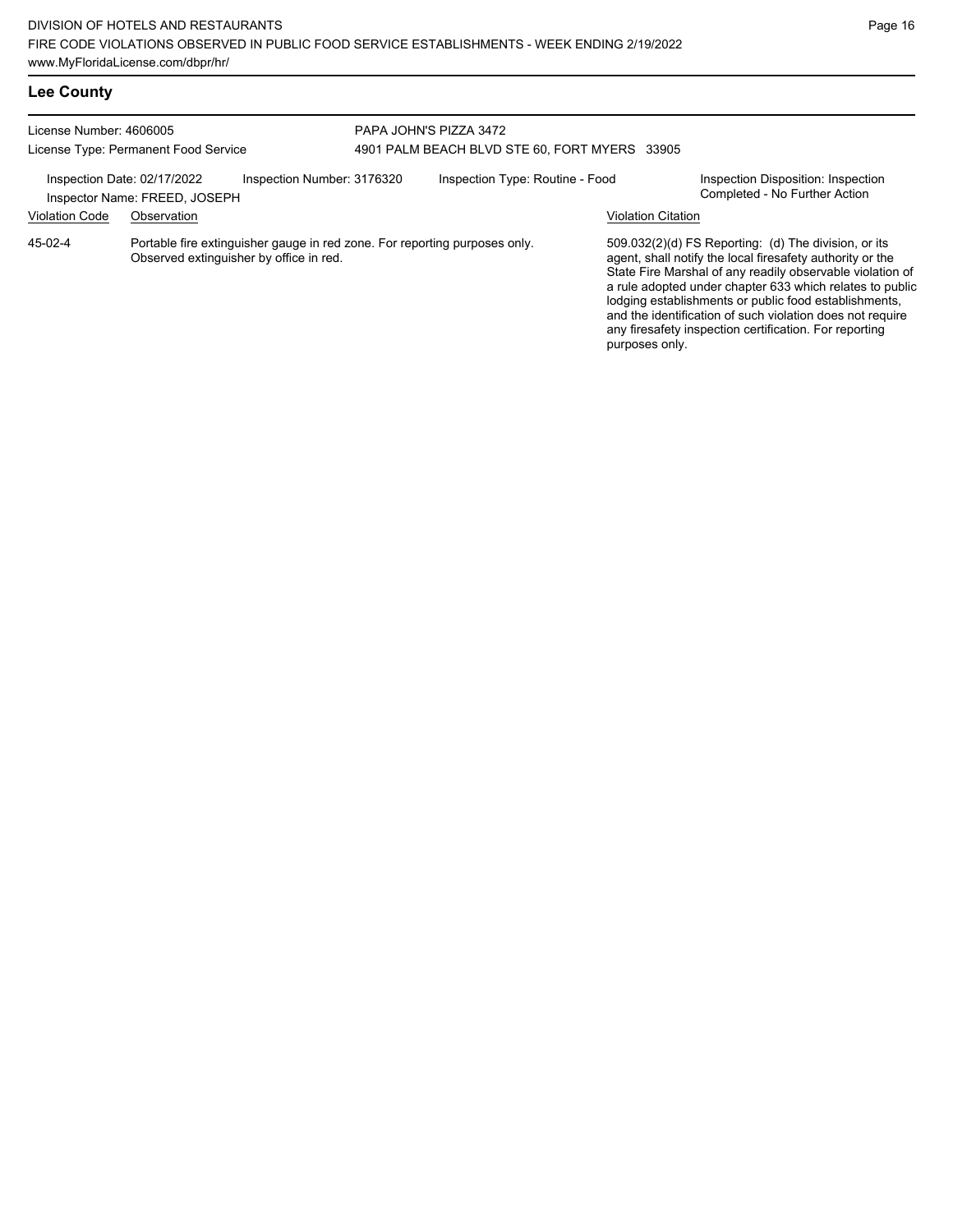## Lee County

License Number: 4606005
License Type: Permanent Food Service

PAPA JOHN'S PIZZA 3472
4901 PALM BEACH BLVD STE 60, FORT MYERS 33905

Inspection Date: 02/17/2022
Inspector Name: FREED, JOSEPH
Inspection Number: 3176320
Inspection Type: Routine - Food
Inspection Disposition: Inspection Completed - No Further Action

| Violation Code | Observation | Violation Citation |
|---|---|---|
| 45-02-4 | Portable fire extinguisher gauge in red zone. For reporting purposes only. Observed extinguisher by office in red. | 509.032(2)(d) FS Reporting: (d) The division, or its agent, shall notify the local firesafety authority or the State Fire Marshal of any readily observable violation of a rule adopted under chapter 633 which relates to public lodging establishments or public food establishments, and the identification of such violation does not require any firesafety inspection certification. For reporting purposes only. |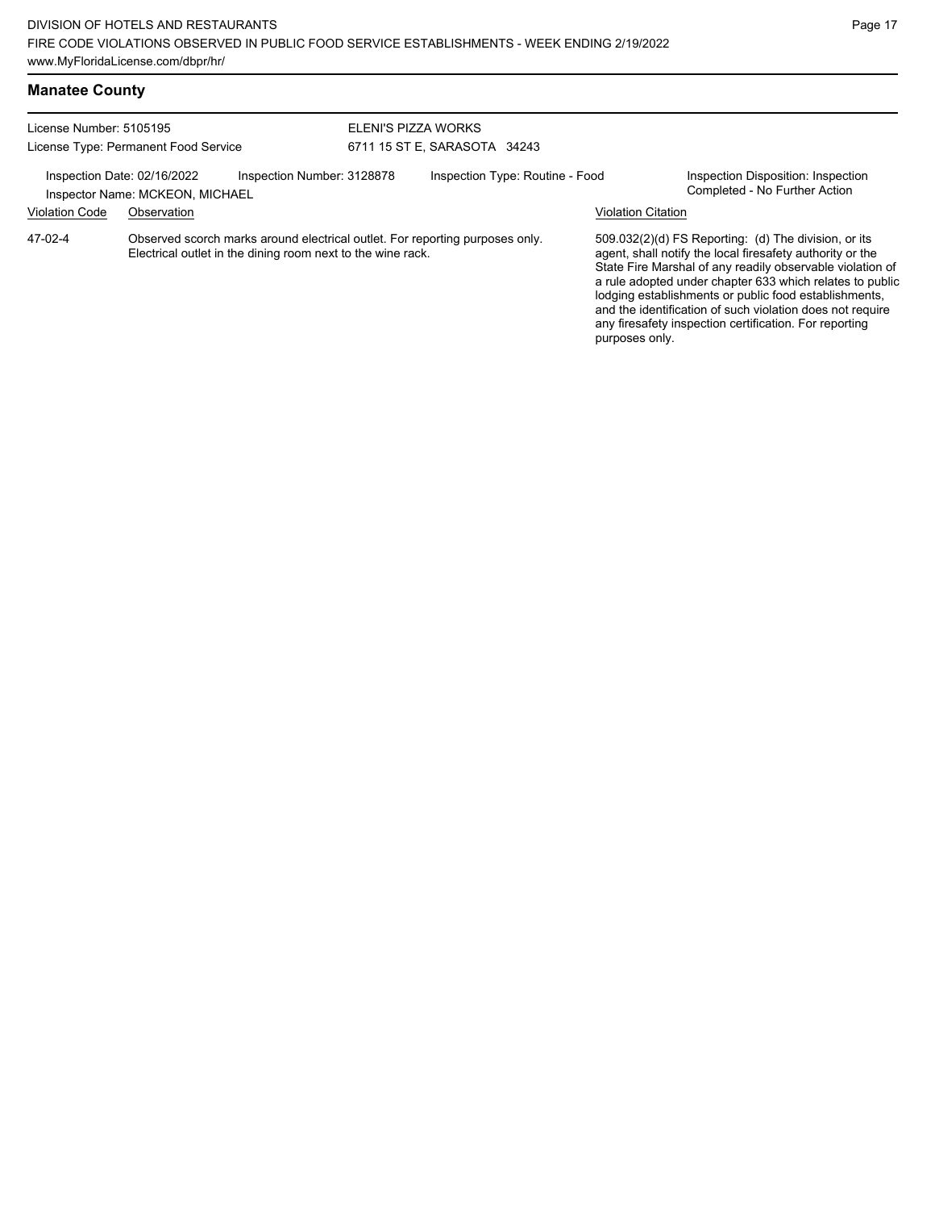## Manatee County

License Number: 5105195
License Type: Permanent Food Service

ELENI'S PIZZA WORKS
6711 15 ST E, SARASOTA 34243

Inspection Date: 02/16/2022
Inspector Name: MCKEON, MICHAEL

Inspection Number: 3128878

Inspection Type: Routine - Food

Inspection Disposition: Inspection Completed - No Further Action

| Violation Code | Observation | Violation Citation |
|---|---|---|
| 47-02-4 | Observed scorch marks around electrical outlet. For reporting purposes only. Electrical outlet in the dining room next to the wine rack. | 509.032(2)(d) FS Reporting: (d) The division, or its agent, shall notify the local firesafety authority or the State Fire Marshal of any readily observable violation of a rule adopted under chapter 633 which relates to public lodging establishments or public food establishments, and the identification of such violation does not require any firesafety inspection certification. For reporting purposes only. |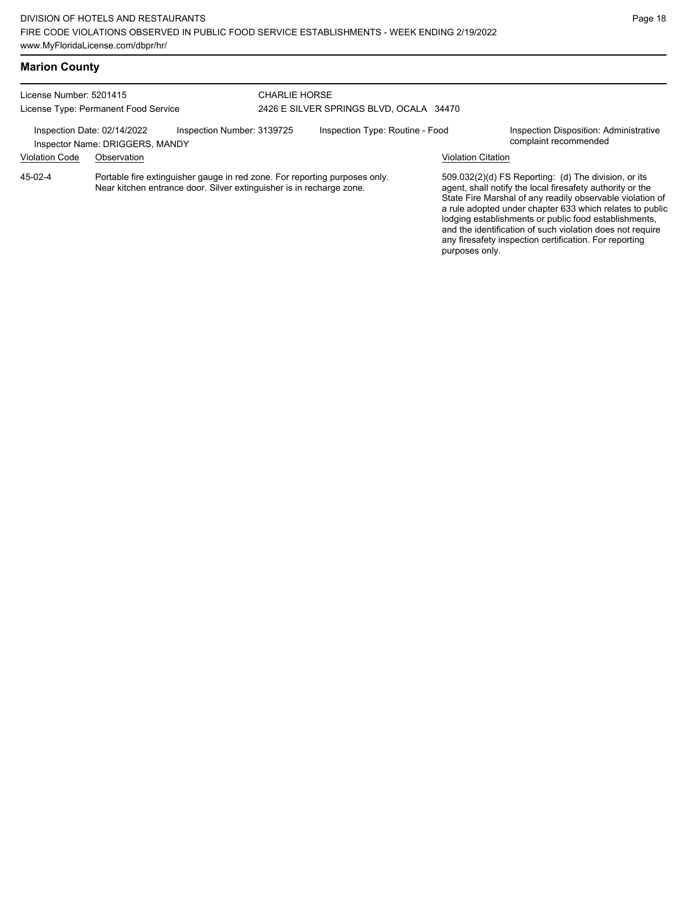## Marion County

License Number: 5201415
License Type: Permanent Food Service

CHARLIE HORSE
2426 E SILVER SPRINGS BLVD, OCALA 34470

Inspection Date: 02/14/2022
Inspector Name: DRIGGERS, MANDY
Inspection Number: 3139725
Inspection Type: Routine - Food
Inspection Disposition: Administrative complaint recommended

| Violation Code | Observation | Violation Citation |
| --- | --- | --- |
| 45-02-4 | Portable fire extinguisher gauge in red zone. For reporting purposes only. Near kitchen entrance door. Silver extinguisher is in recharge zone. | 509.032(2)(d) FS Reporting: (d) The division, or its agent, shall notify the local firesafety authority or the State Fire Marshal of any readily observable violation of a rule adopted under chapter 633 which relates to public lodging establishments or public food establishments, and the identification of such violation does not require any firesafety inspection certification. For reporting purposes only. |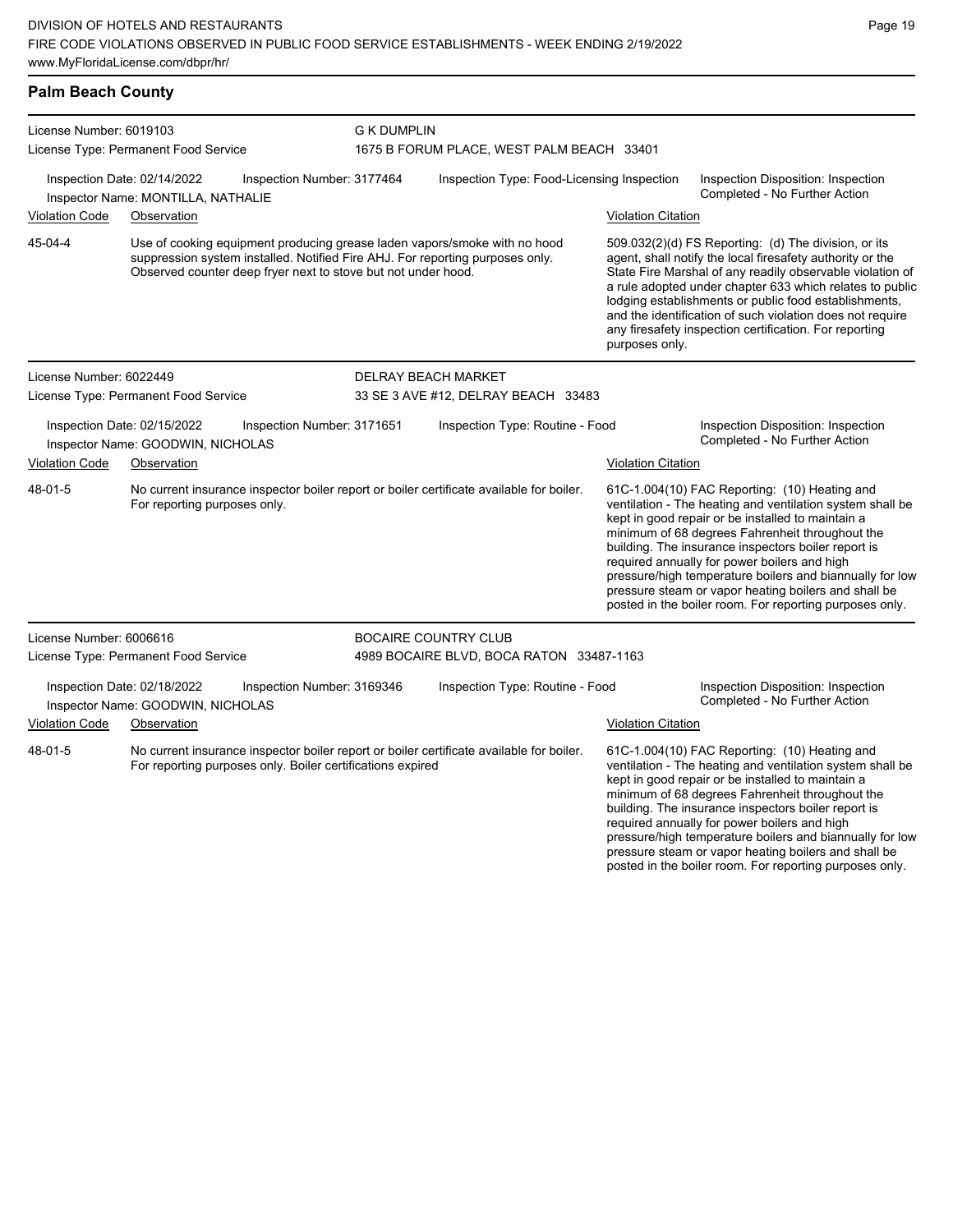## Palm Beach County

**License Number:** 6019103
**License Type:** Permanent Food Service

**G K DUMPLIN**
1675 B FORUM PLACE, WEST PALM BEACH 33401

**Inspection Date:** 02/14/2022 | **Inspection Number:** 3177464 | **Inspection Type:** Food-Licensing Inspection | **Inspection Disposition:** Inspection Completed - No Further Action
**Inspector Name:** MONTILLA, NATHALIE

| Violation Code | Observation | Violation Citation |
| --- | --- | --- |
| 45-04-4 | Use of cooking equipment producing grease laden vapors/smoke with no hood suppression system installed. Notified Fire AHJ. For reporting purposes only. Observed counter deep fryer next to stove but not under hood. | 509.032(2)(d) FS Reporting: (d) The division, or its agent, shall notify the local firesafety authority or the State Fire Marshal of any readily observable violation of a rule adopted under chapter 633 which relates to public lodging establishments or public food establishments, and the identification of such violation does not require any firesafety inspection certification. For reporting purposes only. |

---

**License Number:** 6022449
**License Type:** Permanent Food Service

**DELRAY BEACH MARKET**
33 SE 3 AVE #12, DELRAY BEACH 33483

**Inspection Date:** 02/15/2022 | **Inspection Number:** 3171651 | **Inspection Type:** Routine - Food | **Inspection Disposition:** Inspection Completed - No Further Action
**Inspector Name:** GOODWIN, NICHOLAS

| Violation Code | Observation | Violation Citation |
| --- | --- | --- |
| 48-01-5 | No current insurance inspector boiler report or boiler certificate available for boiler. For reporting purposes only. | 61C-1.004(10) FAC Reporting: (10) Heating and ventilation - The heating and ventilation system shall be kept in good repair or be installed to maintain a minimum of 68 degrees Fahrenheit throughout the building. The insurance inspectors boiler report is required annually for power boilers and high pressure/high temperature boilers and biannually for low pressure steam or vapor heating boilers and shall be posted in the boiler room. For reporting purposes only. |

---

**License Number:** 6006616
**License Type:** Permanent Food Service

**BOCAIRE COUNTRY CLUB**
4989 BOCAIRE BLVD, BOCA RATON 33487-1163

**Inspection Date:** 02/18/2022 | **Inspection Number:** 3169346 | **Inspection Type:** Routine - Food | **Inspection Disposition:** Inspection Completed - No Further Action
**Inspector Name:** GOODWIN, NICHOLAS

| Violation Code | Observation | Violation Citation |
| --- | --- | --- |
| 48-01-5 | No current insurance inspector boiler report or boiler certificate available for boiler. For reporting purposes only. Boiler certifications expired | 61C-1.004(10) FAC Reporting: (10) Heating and ventilation - The heating and ventilation system shall be kept in good repair or be installed to maintain a minimum of 68 degrees Fahrenheit throughout the building. The insurance inspectors boiler report is required annually for power boilers and high pressure/high temperature boilers and biannually for low pressure steam or vapor heating boilers and shall be posted in the boiler room. For reporting purposes only. |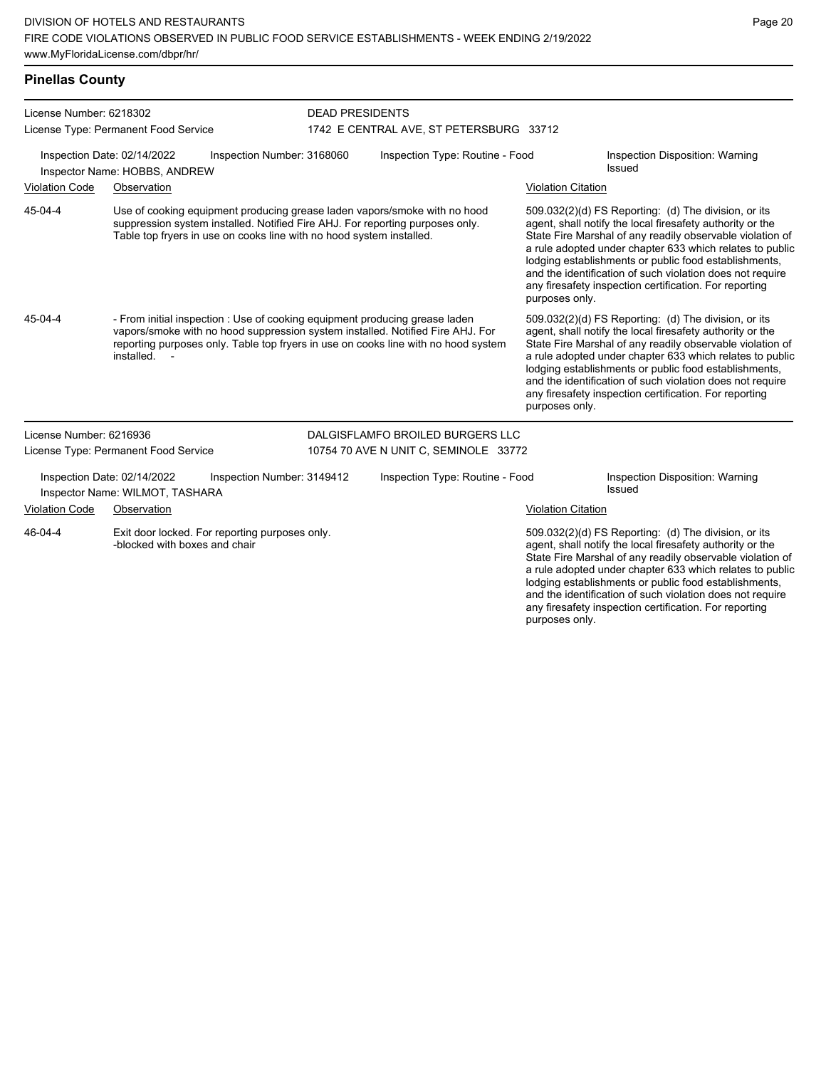## Pinellas County

License Number: 6218302
License Type: Permanent Food Service

**DEAD PRESIDENTS**
1742 E CENTRAL AVE, ST PETERSBURG 33712

Inspection Date: 02/14/2022 | Inspection Number: 3168060 | Inspection Type: Routine - Food | Inspection Disposition: Warning Issued
Inspector Name: HOBBS, ANDREW

| Violation Code | Observation | Violation Citation |
|---|---|---|
| 45-04-4 | Use of cooking equipment producing grease laden vapors/smoke with no hood suppression system installed. Notified Fire AHJ. For reporting purposes only. Table top fryers in use on cooks line with no hood system installed. | 509.032(2)(d) FS Reporting: (d) The division, or its agent, shall notify the local firesafety authority or the State Fire Marshal of any readily observable violation of a rule adopted under chapter 633 which relates to public lodging establishments or public food establishments, and the identification of such violation does not require any firesafety inspection certification. For reporting purposes only. |
| 45-04-4 | - From initial inspection : Use of cooking equipment producing grease laden vapors/smoke with no hood suppression system installed. Notified Fire AHJ. For reporting purposes only. Table top fryers in use on cooks line with no hood system installed. - | 509.032(2)(d) FS Reporting: (d) The division, or its agent, shall notify the local firesafety authority or the State Fire Marshal of any readily observable violation of a rule adopted under chapter 633 which relates to public lodging establishments or public food establishments, and the identification of such violation does not require any firesafety inspection certification. For reporting purposes only. |

License Number: 6216936
License Type: Permanent Food Service

**DALGISFLAMFO BROILED BURGERS LLC**
10754 70 AVE N UNIT C, SEMINOLE 33772

Inspection Date: 02/14/2022 | Inspection Number: 3149412 | Inspection Type: Routine - Food | Inspection Disposition: Warning Issued
Inspector Name: WILMOT, TASHARA

| Violation Code | Observation | Violation Citation |
|---|---|---|
| 46-04-4 | Exit door locked. For reporting purposes only. -blocked with boxes and chair | 509.032(2)(d) FS Reporting: (d) The division, or its agent, shall notify the local firesafety authority or the State Fire Marshal of any readily observable violation of a rule adopted under chapter 633 which relates to public lodging establishments or public food establishments, and the identification of such violation does not require any firesafety inspection certification. For reporting purposes only. |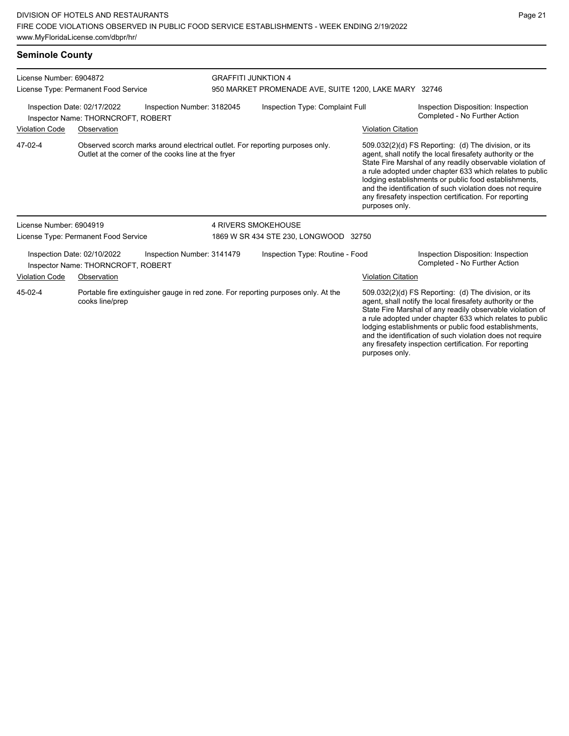## Seminole County

**License Number:** 6904872
**License Type:** Permanent Food Service

**GRAFFITI JUNKTION 4**
950 MARKET PROMENADE AVE, SUITE 1200, LAKE MARY 32746

**Inspection Date:** 02/17/2022
**Inspector Name:** THORNCROFT, ROBERT
**Inspection Number:** 3182045
**Inspection Type:** Complaint Full
**Inspection Disposition:** Inspection Completed - No Further Action

| Violation Code | Observation | Violation Citation |
|---|---|---|
| 47-02-4 | Observed scorch marks around electrical outlet. For reporting purposes only. Outlet at the corner of the cooks line at the fryer | 509.032(2)(d) FS Reporting: (d) The division, or its agent, shall notify the local firesafety authority or the State Fire Marshal of any readily observable violation of a rule adopted under chapter 633 which relates to public lodging establishments or public food establishments, and the identification of such violation does not require any firesafety inspection certification. For reporting purposes only. |

**License Number:** 6904919
**License Type:** Permanent Food Service

**4 RIVERS SMOKEHOUSE**
1869 W SR 434 STE 230, LONGWOOD 32750

**Inspection Date:** 02/10/2022
**Inspector Name:** THORNCROFT, ROBERT
**Inspection Number:** 3141479
**Inspection Type:** Routine - Food
**Inspection Disposition:** Inspection Completed - No Further Action

| Violation Code | Observation | Violation Citation |
|---|---|---|
| 45-02-4 | Portable fire extinguisher gauge in red zone. For reporting purposes only. At the cooks line/prep | 509.032(2)(d) FS Reporting: (d) The division, or its agent, shall notify the local firesafety authority or the State Fire Marshal of any readily observable violation of a rule adopted under chapter 633 which relates to public lodging establishments or public food establishments, and the identification of such violation does not require any firesafety inspection certification. For reporting purposes only. |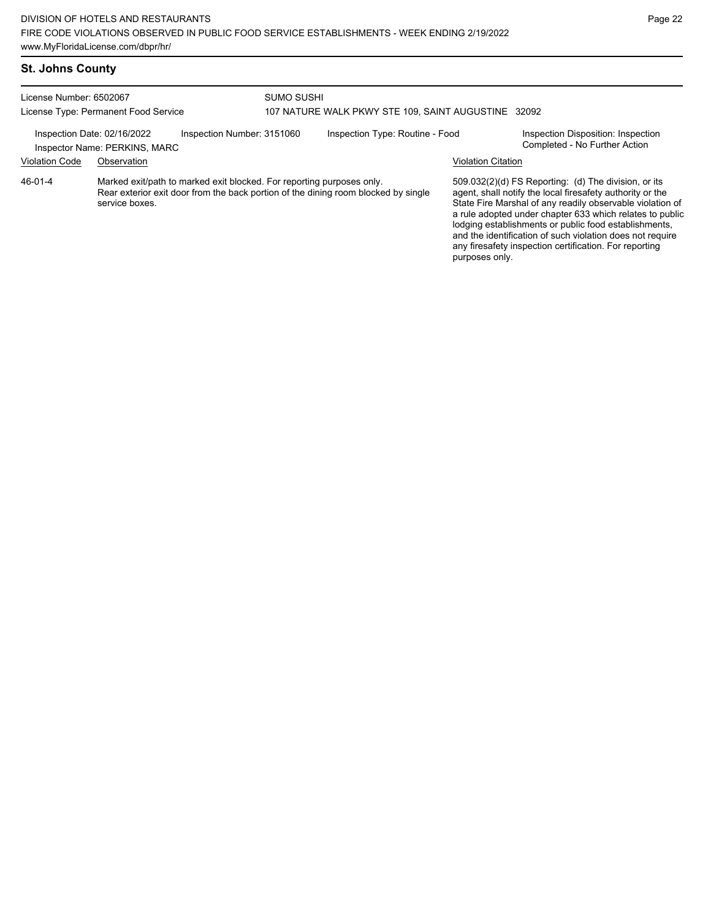## St. Johns County

License Number: 6502067
License Type: Permanent Food Service

SUMO SUSHI
107 NATURE WALK PKWY STE 109, SAINT AUGUSTINE 32092

Inspection Date: 02/16/2022
Inspector Name: PERKINS, MARC
Inspection Number: 3151060
Inspection Type: Routine - Food
Inspection Disposition: Inspection Completed - No Further Action

| Violation Code | Observation | Violation Citation |
| --- | --- | --- |
| 46-01-4 | Marked exit/path to marked exit blocked. For reporting purposes only. Rear exterior exit door from the back portion of the dining room blocked by single service boxes. | 509.032(2)(d) FS Reporting: (d) The division, or its agent, shall notify the local firesafety authority or the State Fire Marshal of any readily observable violation of a rule adopted under chapter 633 which relates to public lodging establishments or public food establishments, and the identification of such violation does not require any firesafety inspection certification. For reporting purposes only. |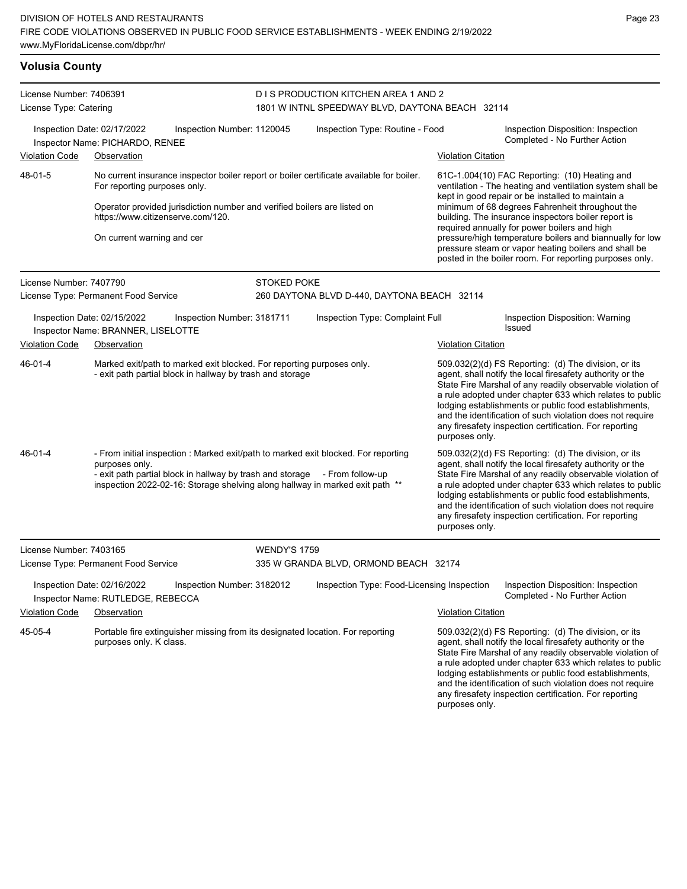## Volusia County

**License Number:** 7406391
**License Type:** Catering

**D I S PRODUCTION KITCHEN AREA 1 AND 2**
1801 W INTNL SPEEDWAY BLVD, DAYTONA BEACH 32114

**Inspection Date:** 02/17/2022 | **Inspection Number:** 1120045 | **Inspection Type:** Routine - Food | **Inspection Disposition:** Inspection Completed - No Further Action
**Inspector Name:** PICHARDO, RENEE

| Violation Code | Observation | Violation Citation |
|---|---|---|
| 48-01-5 | No current insurance inspector boiler report or boiler certificate available for boiler. For reporting purposes only.<br><br>Operator provided jurisdiction number and verified boilers are listed on https://www.citizenserve.com/120.<br><br>On current warning and cer | 61C-1.004(10) FAC Reporting: (10) Heating and ventilation - The heating and ventilation system shall be kept in good repair or be installed to maintain a minimum of 68 degrees Fahrenheit throughout the building. The insurance inspectors boiler report is required annually for power boilers and high pressure/high temperature boilers and biannually for low pressure steam or vapor heating boilers and shall be posted in the boiler room. For reporting purposes only. |

---

**License Number:** 7407790
**License Type:** Permanent Food Service

**STOKED POKE**
260 DAYTONA BLVD D-440, DAYTONA BEACH 32114

**Inspection Date:** 02/15/2022 | **Inspection Number:** 3181711 | **Inspection Type:** Complaint Full | **Inspection Disposition:** Warning Issued
**Inspector Name:** BRANNER, LISELOTTE

| Violation Code | Observation | Violation Citation |
|---|---|---|
| 46-01-4 | Marked exit/path to marked exit blocked. For reporting purposes only.<br>- exit path partial block in hallway by trash and storage | 509.032(2)(d) FS Reporting: (d) The division, or its agent, shall notify the local firesafety authority or the State Fire Marshal of any readily observable violation of a rule adopted under chapter 633 which relates to public lodging establishments or public food establishments, and the identification of such violation does not require any firesafety inspection certification. For reporting purposes only. |
| 46-01-4 | - From initial inspection : Marked exit/path to marked exit blocked. For reporting purposes only.<br>- exit path partial block in hallway by trash and storage - From follow-up inspection 2022-02-16: Storage shelving along hallway in marked exit path ** | 509.032(2)(d) FS Reporting: (d) The division, or its agent, shall notify the local firesafety authority or the State Fire Marshal of any readily observable violation of a rule adopted under chapter 633 which relates to public lodging establishments or public food establishments, and the identification of such violation does not require any firesafety inspection certification. For reporting purposes only. |

---

**License Number:** 7403165
**License Type:** Permanent Food Service

**WENDY'S 1759**
335 W GRANDA BLVD, ORMOND BEACH 32174

**Inspection Date:** 02/16/2022 | **Inspection Number:** 3182012 | **Inspection Type:** Food-Licensing Inspection | **Inspection Disposition:** Inspection Completed - No Further Action
**Inspector Name:** RUTLEDGE, REBECCA

| Violation Code | Observation | Violation Citation |
|---|---|---|
| 45-05-4 | Portable fire extinguisher missing from its designated location. For reporting purposes only. K class. | 509.032(2)(d) FS Reporting: (d) The division, or its agent, shall notify the local firesafety authority or the State Fire Marshal of any readily observable violation of a rule adopted under chapter 633 which relates to public lodging establishments or public food establishments, and the identification of such violation does not require any firesafety inspection certification. For reporting purposes only. |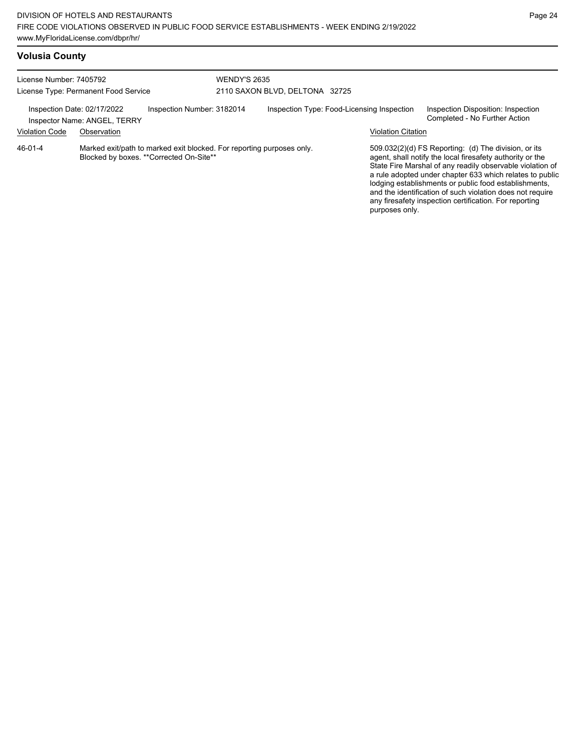## Volusia County

License Number: 7405792
License Type: Permanent Food Service

WENDY'S 2635
2110 SAXON BLVD, DELTONA 32725

Inspection Date: 02/17/2022
Inspector Name: ANGEL, TERRY
Inspection Number: 3182014
Inspection Type: Food-Licensing Inspection
Inspection Disposition: Inspection Completed - No Further Action

| Violation Code | Observation | Violation Citation |
| --- | --- | --- |
| 46-01-4 | Marked exit/path to marked exit blocked. For reporting purposes only. Blocked by boxes. **Corrected On-Site** | 509.032(2)(d) FS Reporting: (d) The division, or its agent, shall notify the local firesafety authority or the State Fire Marshal of any readily observable violation of a rule adopted under chapter 633 which relates to public lodging establishments or public food establishments, and the identification of such violation does not require any firesafety inspection certification. For reporting purposes only. |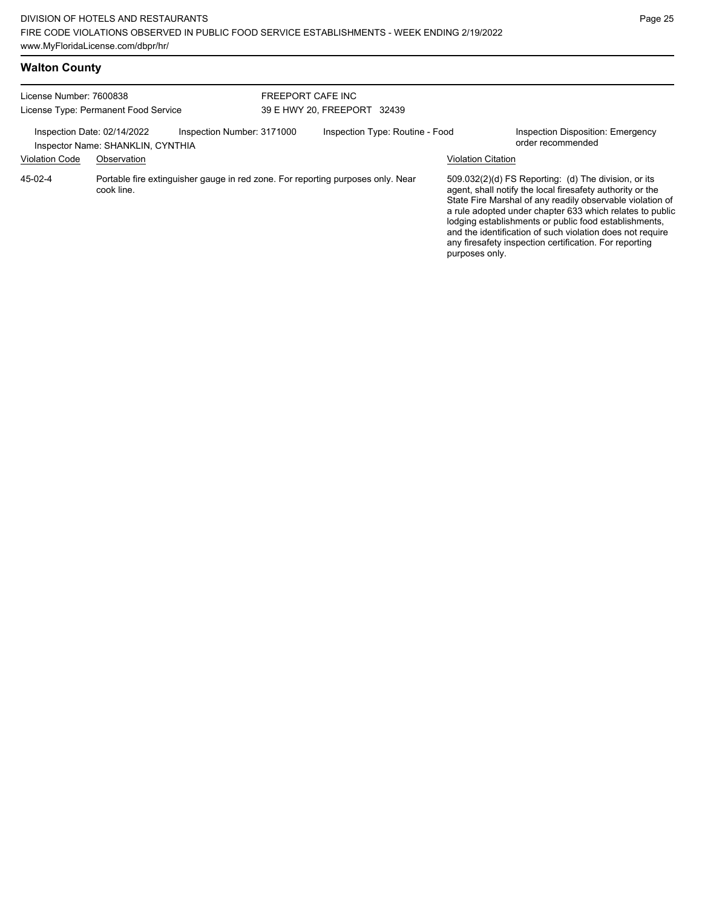## Walton County

License Number: 7600838
License Type: Permanent Food Service

FREEPORT CAFE INC
39 E HWY 20, FREEPORT 32439

Inspection Date: 02/14/2022
Inspector Name: SHANKLIN, CYNTHIA

Inspection Number: 3171000

Inspection Type: Routine - Food

Inspection Disposition: Emergency order recommended

| Violation Code | Observation | Violation Citation |
| --- | --- | --- |
| 45-02-4 | Portable fire extinguisher gauge in red zone. For reporting purposes only. Near cook line. | 509.032(2)(d) FS Reporting: (d) The division, or its agent, shall notify the local firesafety authority or the State Fire Marshal of any readily observable violation of a rule adopted under chapter 633 which relates to public lodging establishments or public food establishments, and the identification of such violation does not require any firesafety inspection certification. For reporting purposes only. |